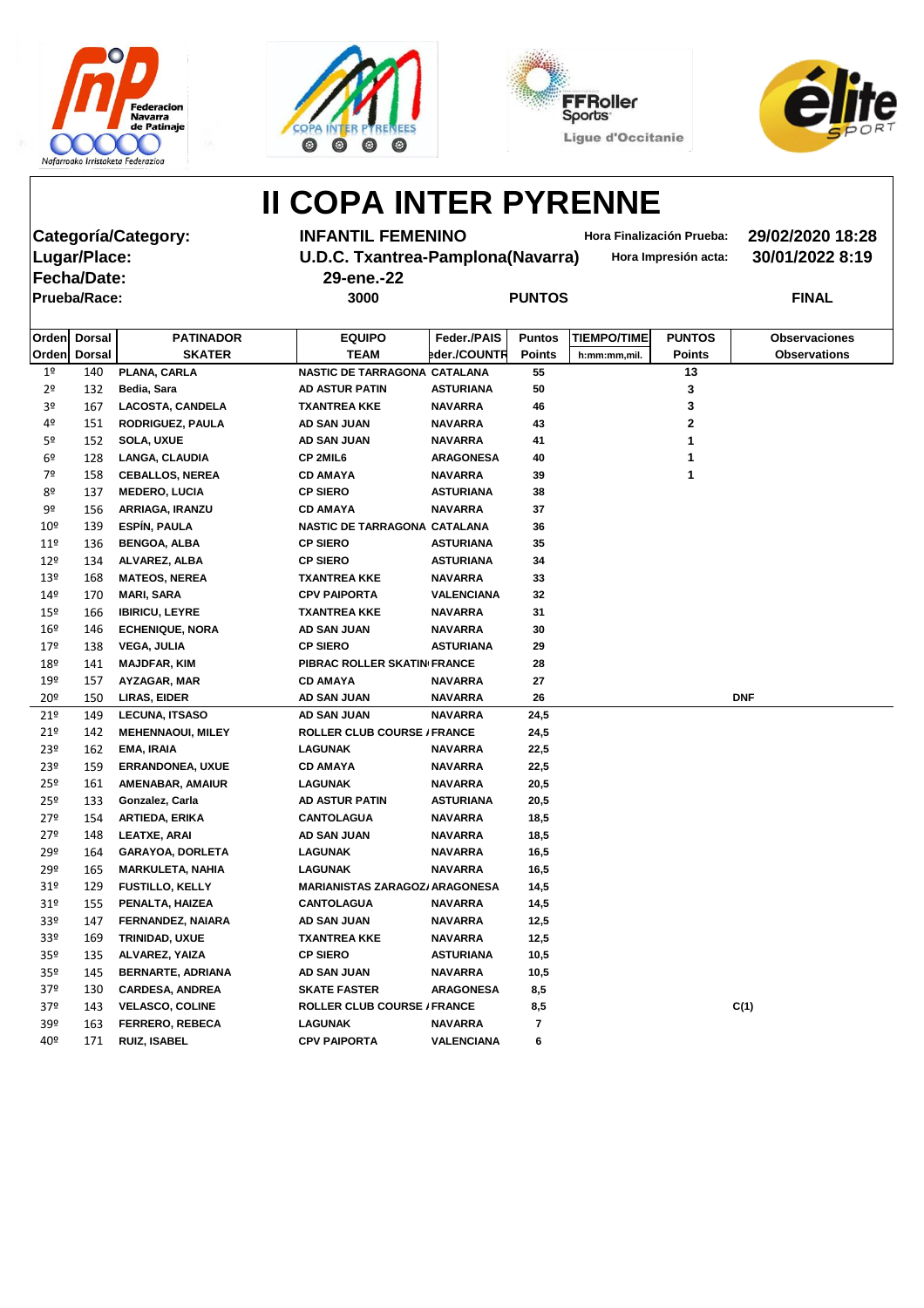# II COPA INTER PYRENNE

**Categoría/Category:** INFANTIL FEMENINO — Hora Finalización Prueba: 29/02/2020 18:28

**Lugar/Place:** U.D.C. Txantrea-Pamplona(Navarra) — Hora Impresión acta: 30/01/2022 8:19

**Fecha/Date:** 29-ene.-22

**Prueba/Race:** 3000 — PUNTOS — FINAL

| Orden<br>Orden | Dorsal<br>Dorsal | PATINADOR<br>SKATER | EQUIPO<br>TEAM | Feder./PAIS<br>Feder./COUNTR | Puntos<br>Points | TIEMPO/TIME<br>h:mm:mm,mil. | PUNTOS<br>Points | Observaciones<br>Observations |
|---|---|---|---|---|---|---|---|---|
| 1º | 140 | PLANA, CARLA | NASTIC DE TARRAGONA | CATALANA | 55 | | 13 | |
| 2º | 132 | Bedia, Sara | AD ASTUR PATIN | ASTURIANA | 50 | | 3 | |
| 3º | 167 | LACOSTA, CANDELA | TXANTREA KKE | NAVARRA | 46 | | 3 | |
| 4º | 151 | RODRIGUEZ, PAULA | AD SAN JUAN | NAVARRA | 43 | | 2 | |
| 5º | 152 | SOLA, UXUE | AD SAN JUAN | NAVARRA | 41 | | 1 | |
| 6º | 128 | LANGA, CLAUDIA | CP 2MIL6 | ARAGONESA | 40 | | 1 | |
| 7º | 158 | CEBALLOS, NEREA | CD AMAYA | NAVARRA | 39 | | 1 | |
| 8º | 137 | MEDERO, LUCIA | CP SIERO | ASTURIANA | 38 | | | |
| 9º | 156 | ARRIAGA, IRANZU | CD AMAYA | NAVARRA | 37 | | | |
| 10º | 139 | ESPÍN, PAULA | NASTIC DE TARRAGONA | CATALANA | 36 | | | |
| 11º | 136 | BENGOA, ALBA | CP SIERO | ASTURIANA | 35 | | | |
| 12º | 134 | ALVAREZ, ALBA | CP SIERO | ASTURIANA | 34 | | | |
| 13º | 168 | MATEOS, NEREA | TXANTREA KKE | NAVARRA | 33 | | | |
| 14º | 170 | MARI, SARA | CPV PAIPORTA | VALENCIANA | 32 | | | |
| 15º | 166 | IBIRICU, LEYRE | TXANTREA KKE | NAVARRA | 31 | | | |
| 16º | 146 | ECHENIQUE, NORA | AD SAN JUAN | NAVARRA | 30 | | | |
| 17º | 138 | VEGA, JULIA | CP SIERO | ASTURIANA | 29 | | | |
| 18º | 141 | MAJDFAR, KIM | PIBRAC ROLLER SKATIN | FRANCE | 28 | | | |
| 19º | 157 | AYZAGAR, MAR | CD AMAYA | NAVARRA | 27 | | | |
| 20º | 150 | LIRAS, EIDER | AD SAN JUAN | NAVARRA | 26 | | | DNF |
| 21º | 149 | LECUNA, ITSASO | AD SAN JUAN | NAVARRA | 24,5 | | | |
| 21º | 142 | MEHENNAOUI, MILEY | ROLLER CLUB COURSE / | FRANCE | 24,5 | | | |
| 23º | 162 | EMA, IRAIA | LAGUNAK | NAVARRA | 22,5 | | | |
| 23º | 159 | ERRANDONEA, UXUE | CD AMAYA | NAVARRA | 22,5 | | | |
| 25º | 161 | AMENABAR, AMAIUR | LAGUNAK | NAVARRA | 20,5 | | | |
| 25º | 133 | Gonzalez, Carla | AD ASTUR PATIN | ASTURIANA | 20,5 | | | |
| 27º | 154 | ARTIEDA, ERIKA | CANTOLAGUA | NAVARRA | 18,5 | | | |
| 27º | 148 | LEATXE, ARAI | AD SAN JUAN | NAVARRA | 18,5 | | | |
| 29º | 164 | GARAYOA, DORLETA | LAGUNAK | NAVARRA | 16,5 | | | |
| 29º | 165 | MARKULETA, NAHIA | LAGUNAK | NAVARRA | 16,5 | | | |
| 31º | 129 | FUSTILLO, KELLY | MARIANISTAS ZARAGOZ/ | ARAGONESA | 14,5 | | | |
| 31º | 155 | PENALTA, HAIZEA | CANTOLAGUA | NAVARRA | 14,5 | | | |
| 33º | 147 | FERNANDEZ, NAIARA | AD SAN JUAN | NAVARRA | 12,5 | | | |
| 33º | 169 | TRINIDAD, UXUE | TXANTREA KKE | NAVARRA | 12,5 | | | |
| 35º | 135 | ALVAREZ, YAIZA | CP SIERO | ASTURIANA | 10,5 | | | |
| 35º | 145 | BERNARTE, ADRIANA | AD SAN JUAN | NAVARRA | 10,5 | | | |
| 37º | 130 | CARDESA, ANDREA | SKATE FASTER | ARAGONESA | 8,5 | | | |
| 37º | 143 | VELASCO, COLINE | ROLLER CLUB COURSE / | FRANCE | 8,5 | | | C(1) |
| 39º | 163 | FERRERO, REBECA | LAGUNAK | NAVARRA | 7 | | | |
| 40º | 171 | RUIZ, ISABEL | CPV PAIPORTA | VALENCIANA | 6 | | | |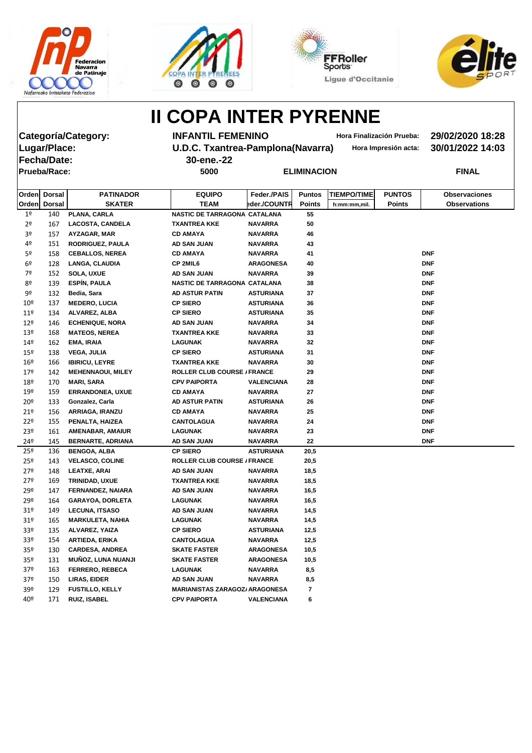# II COPA INTER PYRENNE

**Categoría/Category:** INFANTIL FEMENINO — Hora Finalización Prueba: 29/02/2020 18:28

**Lugar/Place:** U.D.C. Txantrea-Pamplona(Navarra) — Hora Impresión acta: 30/01/2022 14:03

**Fecha/Date:** 30-ene.-22

**Prueba/Race:** 5000 — ELIMINACION — FINAL

| Orden / Orden | Dorsal / Dorsal | PATINADOR / SKATER | EQUIPO / TEAM | Feder./PAIS / Feder./COUNTR | Puntos / Points | TIEMPO/TIME / h:mm:mm,mil. | PUNTOS / Points | Observaciones / Observations |
|---|---|---|---|---|---|---|---|---|
| 1º | 140 | PLANA, CARLA | NASTIC DE TARRAGONA | CATALANA | 55 | | | |
| 2º | 167 | LACOSTA, CANDELA | TXANTREA KKE | NAVARRA | 50 | | | |
| 3º | 157 | AYZAGAR, MAR | CD AMAYA | NAVARRA | 46 | | | |
| 4º | 151 | RODRIGUEZ, PAULA | AD SAN JUAN | NAVARRA | 43 | | | |
| 5º | 158 | CEBALLOS, NEREA | CD AMAYA | NAVARRA | 41 | | | DNF |
| 6º | 128 | LANGA, CLAUDIA | CP 2MIL6 | ARAGONESA | 40 | | | DNF |
| 7º | 152 | SOLA, UXUE | AD SAN JUAN | NAVARRA | 39 | | | DNF |
| 8º | 139 | ESPÍN, PAULA | NASTIC DE TARRAGONA | CATALANA | 38 | | | DNF |
| 9º | 132 | Bedia, Sara | AD ASTUR PATIN | ASTURIANA | 37 | | | DNF |
| 10º | 137 | MEDERO, LUCIA | CP SIERO | ASTURIANA | 36 | | | DNF |
| 11º | 134 | ALVAREZ, ALBA | CP SIERO | ASTURIANA | 35 | | | DNF |
| 12º | 146 | ECHENIQUE, NORA | AD SAN JUAN | NAVARRA | 34 | | | DNF |
| 13º | 168 | MATEOS, NEREA | TXANTREA KKE | NAVARRA | 33 | | | DNF |
| 14º | 162 | EMA, IRAIA | LAGUNAK | NAVARRA | 32 | | | DNF |
| 15º | 138 | VEGA, JULIA | CP SIERO | ASTURIANA | 31 | | | DNF |
| 16º | 166 | IBIRICU, LEYRE | TXANTREA KKE | NAVARRA | 30 | | | DNF |
| 17º | 142 | MEHENNAOUI, MILEY | ROLLER CLUB COURSE / | FRANCE | 29 | | | DNF |
| 18º | 170 | MARI, SARA | CPV PAIPORTA | VALENCIANA | 28 | | | DNF |
| 19º | 159 | ERRANDONEA, UXUE | CD AMAYA | NAVARRA | 27 | | | DNF |
| 20º | 133 | Gonzalez, Carla | AD ASTUR PATIN | ASTURIANA | 26 | | | DNF |
| 21º | 156 | ARRIAGA, IRANZU | CD AMAYA | NAVARRA | 25 | | | DNF |
| 22º | 155 | PENALTA, HAIZEA | CANTOLAGUA | NAVARRA | 24 | | | DNF |
| 23º | 161 | AMENABAR, AMAIUR | LAGUNAK | NAVARRA | 23 | | | DNF |
| 24º | 145 | BERNARTE, ADRIANA | AD SAN JUAN | NAVARRA | 22 | | | DNF |
| 25º | 136 | BENGOA, ALBA | CP SIERO | ASTURIANA | 20,5 | | | |
| 25º | 143 | VELASCO, COLINE | ROLLER CLUB COURSE / | FRANCE | 20,5 | | | |
| 27º | 148 | LEATXE, ARAI | AD SAN JUAN | NAVARRA | 18,5 | | | |
| 27º | 169 | TRINIDAD, UXUE | TXANTREA KKE | NAVARRA | 18,5 | | | |
| 29º | 147 | FERNANDEZ, NAIARA | AD SAN JUAN | NAVARRA | 16,5 | | | |
| 29º | 164 | GARAYOA, DORLETA | LAGUNAK | NAVARRA | 16,5 | | | |
| 31º | 149 | LECUNA, ITSASO | AD SAN JUAN | NAVARRA | 14,5 | | | |
| 31º | 165 | MARKULETA, NAHIA | LAGUNAK | NAVARRA | 14,5 | | | |
| 33º | 135 | ALVAREZ, YAIZA | CP SIERO | ASTURIANA | 12,5 | | | |
| 33º | 154 | ARTIEDA, ERIKA | CANTOLAGUA | NAVARRA | 12,5 | | | |
| 35º | 130 | CARDESA, ANDREA | SKATE FASTER | ARAGONESA | 10,5 | | | |
| 35º | 131 | MUÑOZ, LUNA NUANJI | SKATE FASTER | ARAGONESA | 10,5 | | | |
| 37º | 163 | FERRERO, REBECA | LAGUNAK | NAVARRA | 8,5 | | | |
| 37º | 150 | LIRAS, EIDER | AD SAN JUAN | NAVARRA | 8,5 | | | |
| 39º | 129 | FUSTILLO, KELLY | MARIANISTAS ZARAGOZ/ | ARAGONESA | 7 | | | |
| 40º | 171 | RUIZ, ISABEL | CPV PAIPORTA | VALENCIANA | 6 | | | |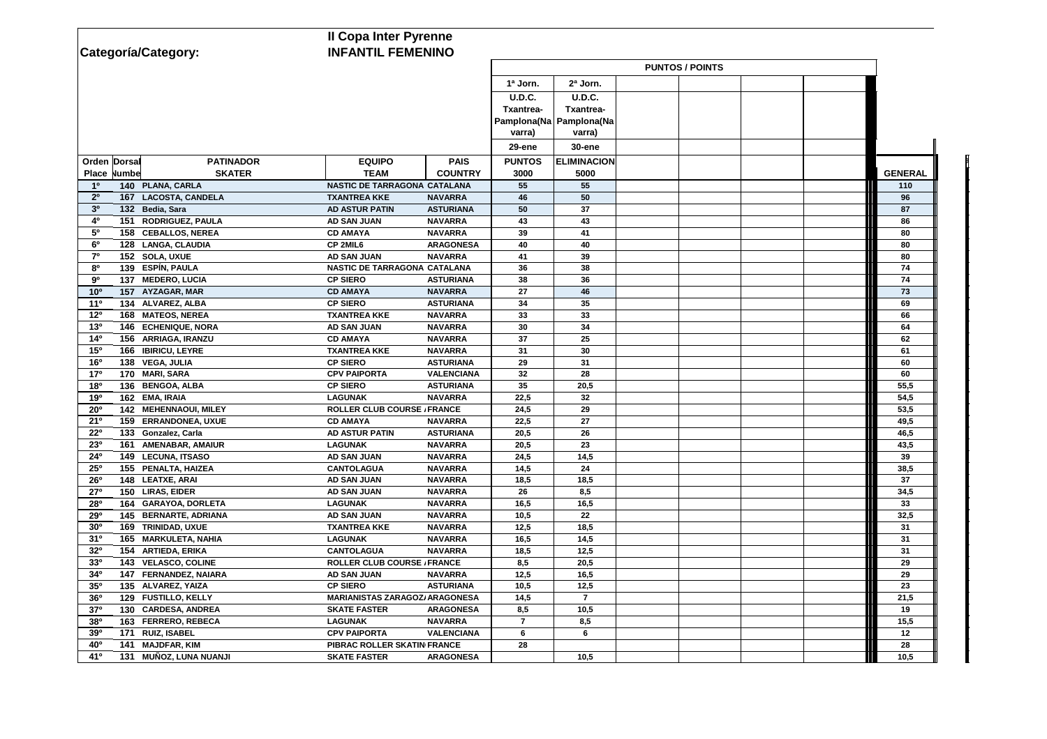## II Copa Inter Pyrenne

**Categoría/Category:** **INFANTIL FEMENINO**

| Orden Place | Dorsal Number | PATINADOR SKATER | EQUIPO TEAM | PAIS COUNTRY | 1ª Jorn. U.D.C. Txantrea-Pamplona(Navarra) 29-ene PUNTOS 3000 | 2ª Jorn. U.D.C. Txantrea-Pamplona(Navarra) 30-ene ELIMINACION 5000 | | | | | GENERAL |
|---|---|---|---|---|---|---|---|---|---|---|---|
| | | | | | PUNTOS / POINTS | | | | | | |
| 1º | 140 | PLANA, CARLA | NASTIC DE TARRAGONA | CATALANA | 55 | 55 | | | | | 110 |
| 2º | 167 | LACOSTA, CANDELA | TXANTREA KKE | NAVARRA | 46 | 50 | | | | | 96 |
| 3º | 132 | Bedia, Sara | AD ASTUR PATIN | ASTURIANA | 50 | 37 | | | | | 87 |
| 4º | 151 | RODRIGUEZ, PAULA | AD SAN JUAN | NAVARRA | 43 | 43 | | | | | 86 |
| 5º | 158 | CEBALLOS, NEREA | CD AMAYA | NAVARRA | 39 | 41 | | | | | 80 |
| 6º | 128 | LANGA, CLAUDIA | CP 2MIL6 | ARAGONESA | 40 | 40 | | | | | 80 |
| 7º | 152 | SOLA, UXUE | AD SAN JUAN | NAVARRA | 41 | 39 | | | | | 80 |
| 8º | 139 | ESPÍN, PAULA | NASTIC DE TARRAGONA | CATALANA | 36 | 38 | | | | | 74 |
| 9º | 137 | MEDERO, LUCIA | CP SIERO | ASTURIANA | 38 | 36 | | | | | 74 |
| 10º | 157 | AYZAGAR, MAR | CD AMAYA | NAVARRA | 27 | 46 | | | | | 73 |
| 11º | 134 | ALVAREZ, ALBA | CP SIERO | ASTURIANA | 34 | 35 | | | | | 69 |
| 12º | 168 | MATEOS, NEREA | TXANTREA KKE | NAVARRA | 33 | 33 | | | | | 66 |
| 13º | 146 | ECHENIQUE, NORA | AD SAN JUAN | NAVARRA | 30 | 34 | | | | | 64 |
| 14º | 156 | ARRIAGA, IRANZU | CD AMAYA | NAVARRA | 37 | 25 | | | | | 62 |
| 15º | 166 | IBIRICU, LEYRE | TXANTREA KKE | NAVARRA | 31 | 30 | | | | | 61 |
| 16º | 138 | VEGA, JULIA | CP SIERO | ASTURIANA | 29 | 31 | | | | | 60 |
| 17º | 170 | MARI, SARA | CPV PAIPORTA | VALENCIANA | 32 | 28 | | | | | 60 |
| 18º | 136 | BENGOA, ALBA | CP SIERO | ASTURIANA | 35 | 20,5 | | | | | 55,5 |
| 19º | 162 | EMA, IRAIA | LAGUNAK | NAVARRA | 22,5 | 32 | | | | | 54,5 |
| 20º | 142 | MEHENNAOUI, MILEY | ROLLER CLUB COURSE | FRANCE | 24,5 | 29 | | | | | 53,5 |
| 21º | 159 | ERRANDONEA, UXUE | CD AMAYA | NAVARRA | 22,5 | 27 | | | | | 49,5 |
| 22º | 133 | Gonzalez, Carla | AD ASTUR PATIN | ASTURIANA | 20,5 | 26 | | | | | 46,5 |
| 23º | 161 | AMENABAR, AMAIUR | LAGUNAK | NAVARRA | 20,5 | 23 | | | | | 43,5 |
| 24º | 149 | LECUNA, ITSASO | AD SAN JUAN | NAVARRA | 24,5 | 14,5 | | | | | 39 |
| 25º | 155 | PENALTA, HAIZEA | CANTOLAGUA | NAVARRA | 14,5 | 24 | | | | | 38,5 |
| 26º | 148 | LEATXE, ARAI | AD SAN JUAN | NAVARRA | 18,5 | 18,5 | | | | | 37 |
| 27º | 150 | LIRAS, EIDER | AD SAN JUAN | NAVARRA | 26 | 8,5 | | | | | 34,5 |
| 28º | 164 | GARAYOA, DORLETA | LAGUNAK | NAVARRA | 16,5 | 16,5 | | | | | 33 |
| 29º | 145 | BERNARTE, ADRIANA | AD SAN JUAN | NAVARRA | 10,5 | 22 | | | | | 32,5 |
| 30º | 169 | TRINIDAD, UXUE | TXANTREA KKE | NAVARRA | 12,5 | 18,5 | | | | | 31 |
| 31º | 165 | MARKULETA, NAHIA | LAGUNAK | NAVARRA | 16,5 | 14,5 | | | | | 31 |
| 32º | 154 | ARTIEDA, ERIKA | CANTOLAGUA | NAVARRA | 18,5 | 12,5 | | | | | 31 |
| 33º | 143 | VELASCO, COLINE | ROLLER CLUB COURSE | FRANCE | 8,5 | 20,5 | | | | | 29 |
| 34º | 147 | FERNANDEZ, NAIARA | AD SAN JUAN | NAVARRA | 12,5 | 16,5 | | | | | 29 |
| 35º | 135 | ALVAREZ, YAIZA | CP SIERO | ASTURIANA | 10,5 | 12,5 | | | | | 23 |
| 36º | 129 | FUSTILLO, KELLY | MARIANISTAS ZARAGOZA | ARAGONESA | 14,5 | 7 | | | | | 21,5 |
| 37º | 130 | CARDESA, ANDREA | SKATE FASTER | ARAGONESA | 8,5 | 10,5 | | | | | 19 |
| 38º | 163 | FERRERO, REBECA | LAGUNAK | NAVARRA | 7 | 8,5 | | | | | 15,5 |
| 39º | 171 | RUIZ, ISABEL | CPV PAIPORTA | VALENCIANA | 6 | 6 | | | | | 12 |
| 40º | 141 | MAJDFAR, KIM | PIBRAC ROLLER SKATIN | FRANCE | 28 | | | | | | 28 |
| 41º | 131 | MUÑOZ, LUNA NUANJI | SKATE FASTER | ARAGONESA | | 10,5 | | | | | 10,5 |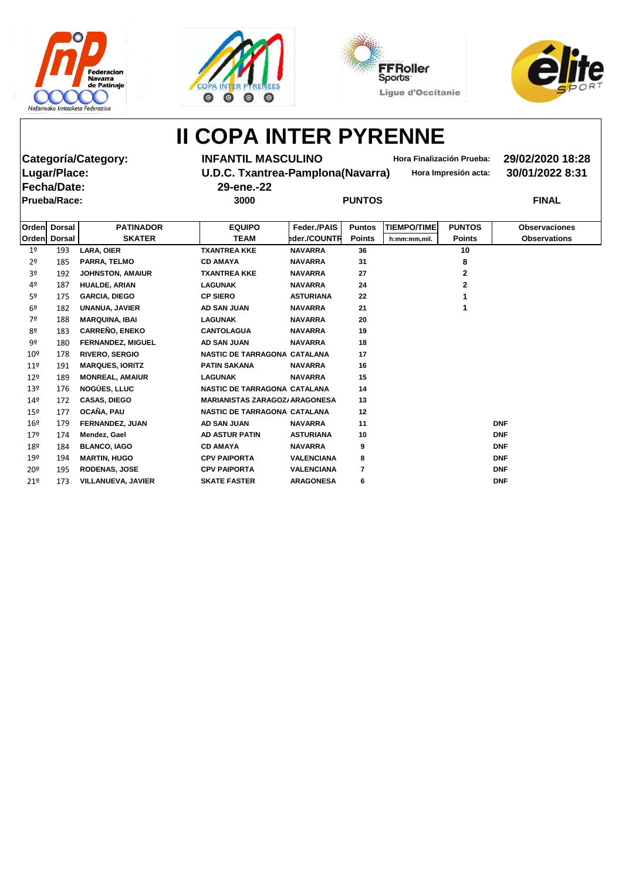# II COPA INTER PYRENNE

| | | | |
|---|---|---|---|
| **Categoría/Category:** | **INFANTIL MASCULINO** | **Hora Finalización Prueba:** | **29/02/2020 18:28** |
| **Lugar/Place:** | **U.D.C. Txantrea-Pamplona(Navarra)** | **Hora Impresión acta:** | **30/01/2022 8:31** |
| **Fecha/Date:** | **29-ene.-22** | | |
| **Prueba/Race:** | **3000** | **PUNTOS** | **FINAL** |

| Orden<br>Orden | Dorsal<br>Dorsal | PATINADOR<br>SKATER | EQUIPO<br>TEAM | Feder./PAIS<br>Feder./COUNTR | Puntos<br>Points | TIEMPO/TIME<br>h:mm:mm,mil. | PUNTOS<br>Points | Observaciones<br>Observations |
|---|---|---|---|---|---|---|---|---|
| 1º | 193 | LARA, OIER | TXANTREA KKE | NAVARRA | 36 | | 10 | |
| 2º | 185 | PARRA, TELMO | CD AMAYA | NAVARRA | 31 | | 8 | |
| 3º | 192 | JOHNSTON, AMAIUR | TXANTREA KKE | NAVARRA | 27 | | 2 | |
| 4º | 187 | HUALDE, ARIAN | LAGUNAK | NAVARRA | 24 | | 2 | |
| 5º | 175 | GARCIA, DIEGO | CP SIERO | ASTURIANA | 22 | | 1 | |
| 6º | 182 | UNANUA, JAVIER | AD SAN JUAN | NAVARRA | 21 | | 1 | |
| 7º | 188 | MARQUINA, IBAI | LAGUNAK | NAVARRA | 20 | | | |
| 8º | 183 | CARREÑO, ENEKO | CANTOLAGUA | NAVARRA | 19 | | | |
| 9º | 180 | FERNANDEZ, MIGUEL | AD SAN JUAN | NAVARRA | 18 | | | |
| 10º | 178 | RIVERO, SERGIO | NASTIC DE TARRAGONA | CATALANA | 17 | | | |
| 11º | 191 | MARQUES, IORITZ | PATIN SAKANA | NAVARRA | 16 | | | |
| 12º | 189 | MONREAL, AMAIUR | LAGUNAK | NAVARRA | 15 | | | |
| 13º | 176 | NOGÙES, LLUC | NASTIC DE TARRAGONA | CATALANA | 14 | | | |
| 14º | 172 | CASAS, DIEGO | MARIANISTAS ZARAGOZA | ARAGONESA | 13 | | | |
| 15º | 177 | OCAÑA, PAU | NASTIC DE TARRAGONA | CATALANA | 12 | | | |
| 16º | 179 | FERNANDEZ, JUAN | AD SAN JUAN | NAVARRA | 11 | | | DNF |
| 17º | 174 | Mendez, Gael | AD ASTUR PATIN | ASTURIANA | 10 | | | DNF |
| 18º | 184 | BLANCO, IAGO | CD AMAYA | NAVARRA | 9 | | | DNF |
| 19º | 194 | MARTIN, HUGO | CPV PAIPORTA | VALENCIANA | 8 | | | DNF |
| 20º | 195 | RODENAS, JOSE | CPV PAIPORTA | VALENCIANA | 7 | | | DNF |
| 21º | 173 | VILLANUEVA, JAVIER | SKATE FASTER | ARAGONESA | 6 | | | DNF |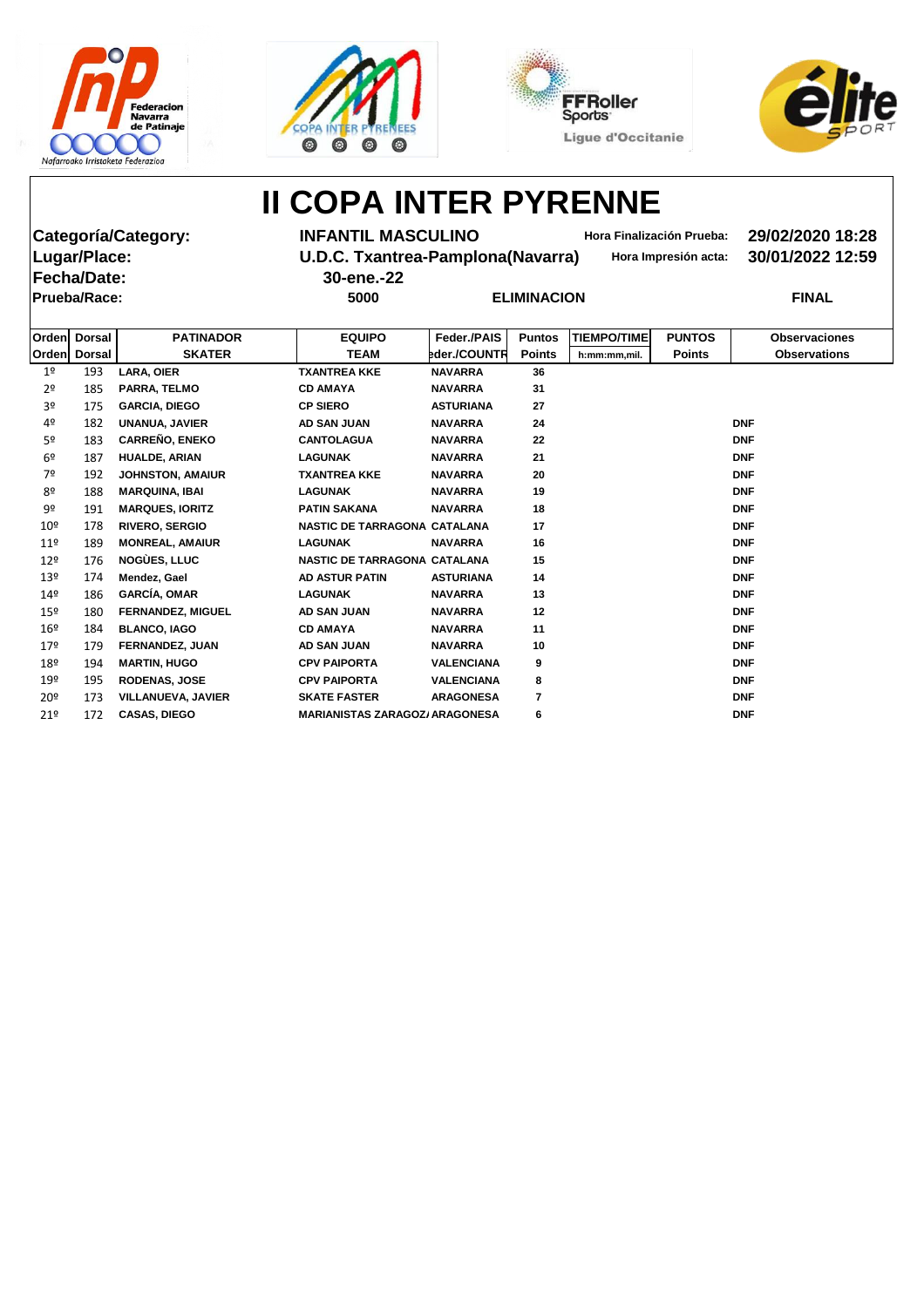# II COPA INTER PYRENNE

**Categoría/Category:** INFANTIL MASCULINO — Hora Finalización Prueba: 29/02/2020 18:28

**Lugar/Place:** U.D.C. Txantrea-Pamplona(Navarra) — Hora Impresión acta: 30/01/2022 12:59

**Fecha/Date:** 30-ene.-22

**Prueba/Race:** 5000 — ELIMINACION — FINAL

| Orden<br>Orden | Dorsal<br>Dorsal | PATINADOR<br>SKATER | EQUIPO<br>TEAM | Feder./PAIS<br>Feder./COUNTR | Puntos<br>Points | TIEMPO/TIME<br>h:mm:mm,mil. | PUNTOS<br>Points | Observaciones<br>Observations |
|---|---|---|---|---|---|---|---|---|
| 1º | 193 | LARA, OIER | TXANTREA KKE | NAVARRA | 36 | | | |
| 2º | 185 | PARRA, TELMO | CD AMAYA | NAVARRA | 31 | | | |
| 3º | 175 | GARCIA, DIEGO | CP SIERO | ASTURIANA | 27 | | | |
| 4º | 182 | UNANUA, JAVIER | AD SAN JUAN | NAVARRA | 24 | | | DNF |
| 5º | 183 | CARREÑO, ENEKO | CANTOLAGUA | NAVARRA | 22 | | | DNF |
| 6º | 187 | HUALDE, ARIAN | LAGUNAK | NAVARRA | 21 | | | DNF |
| 7º | 192 | JOHNSTON, AMAIUR | TXANTREA KKE | NAVARRA | 20 | | | DNF |
| 8º | 188 | MARQUINA, IBAI | LAGUNAK | NAVARRA | 19 | | | DNF |
| 9º | 191 | MARQUES, IORITZ | PATIN SAKANA | NAVARRA | 18 | | | DNF |
| 10º | 178 | RIVERO, SERGIO | NASTIC DE TARRAGONA | CATALANA | 17 | | | DNF |
| 11º | 189 | MONREAL, AMAIUR | LAGUNAK | NAVARRA | 16 | | | DNF |
| 12º | 176 | NOGÙES, LLUC | NASTIC DE TARRAGONA | CATALANA | 15 | | | DNF |
| 13º | 174 | Mendez, Gael | AD ASTUR PATIN | ASTURIANA | 14 | | | DNF |
| 14º | 186 | GARCÍA, OMAR | LAGUNAK | NAVARRA | 13 | | | DNF |
| 15º | 180 | FERNANDEZ, MIGUEL | AD SAN JUAN | NAVARRA | 12 | | | DNF |
| 16º | 184 | BLANCO, IAGO | CD AMAYA | NAVARRA | 11 | | | DNF |
| 17º | 179 | FERNANDEZ, JUAN | AD SAN JUAN | NAVARRA | 10 | | | DNF |
| 18º | 194 | MARTIN, HUGO | CPV PAIPORTA | VALENCIANA | 9 | | | DNF |
| 19º | 195 | RODENAS, JOSE | CPV PAIPORTA | VALENCIANA | 8 | | | DNF |
| 20º | 173 | VILLANUEVA, JAVIER | SKATE FASTER | ARAGONESA | 7 | | | DNF |
| 21º | 172 | CASAS, DIEGO | MARIANISTAS ZARAGOZA | ARAGONESA | 6 | | | DNF |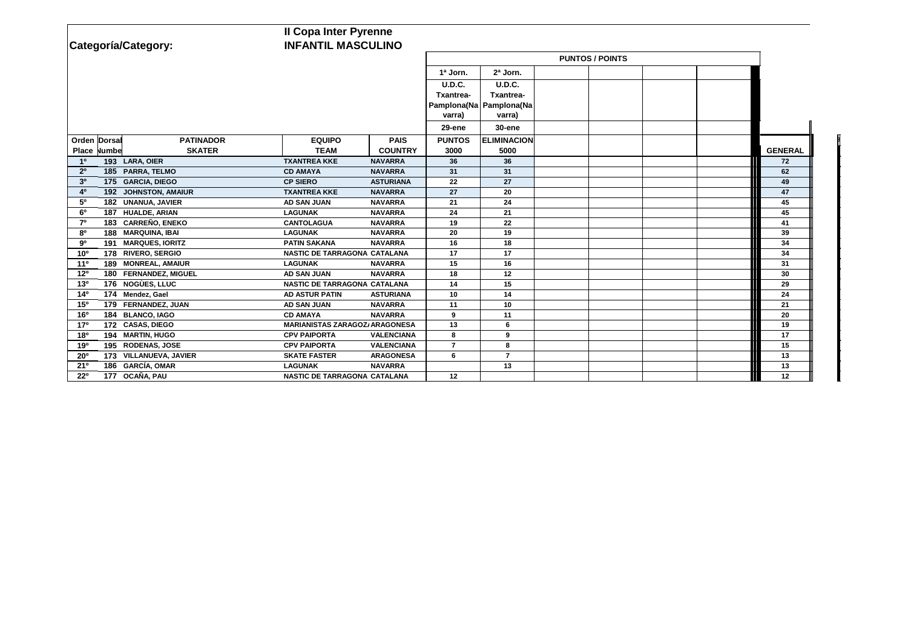**Categoría/Category:**

**II Copa Inter Pyrenne**
**INFANTIL MASCULINO**

| Orden Place | Dorsal Numbe | PATINADOR SKATER | EQUIPO TEAM | PAIS COUNTRY | PUNTOS / POINTS | | | | | | GENERAL |
|---|---|---|---|---|---|---|---|---|---|---|---|
| | | | | | 1ª Jorn. | 2ª Jorn. | | | | | |
| | | | | | U.D.C. Txantrea-Pamplona(Navarra) | U.D.C. Txantrea-Pamplona(Navarra) | | | | | |
| | | | | | 29-ene | 30-ene | | | | | |
| | | | | | PUNTOS 3000 | ELIMINACION 5000 | | | | | |
| 1º | 193 | LARA, OIER | TXANTREA KKE | NAVARRA | 36 | 36 | | | | | 72 |
| 2º | 185 | PARRA, TELMO | CD AMAYA | NAVARRA | 31 | 31 | | | | | 62 |
| 3º | 175 | GARCIA, DIEGO | CP SIERO | ASTURIANA | 22 | 27 | | | | | 49 |
| 4º | 192 | JOHNSTON, AMAIUR | TXANTREA KKE | NAVARRA | 27 | 20 | | | | | 47 |
| 5º | 182 | UNANUA, JAVIER | AD SAN JUAN | NAVARRA | 21 | 24 | | | | | 45 |
| 6º | 187 | HUALDE, ARIAN | LAGUNAK | NAVARRA | 24 | 21 | | | | | 45 |
| 7º | 183 | CARREÑO, ENEKO | CANTOLAGUA | NAVARRA | 19 | 22 | | | | | 41 |
| 8º | 188 | MARQUINA, IBAI | LAGUNAK | NAVARRA | 20 | 19 | | | | | 39 |
| 9º | 191 | MARQUES, IORITZ | PATIN SAKANA | NAVARRA | 16 | 18 | | | | | 34 |
| 10º | 178 | RIVERO, SERGIO | NASTIC DE TARRAGONA | CATALANA | 17 | 17 | | | | | 34 |
| 11º | 189 | MONREAL, AMAIUR | LAGUNAK | NAVARRA | 15 | 16 | | | | | 31 |
| 12º | 180 | FERNANDEZ, MIGUEL | AD SAN JUAN | NAVARRA | 18 | 12 | | | | | 30 |
| 13º | 176 | NOGÙES, LLUC | NASTIC DE TARRAGONA | CATALANA | 14 | 15 | | | | | 29 |
| 14º | 174 | Mendez, Gael | AD ASTUR PATIN | ASTURIANA | 10 | 14 | | | | | 24 |
| 15º | 179 | FERNANDEZ, JUAN | AD SAN JUAN | NAVARRA | 11 | 10 | | | | | 21 |
| 16º | 184 | BLANCO, IAGO | CD AMAYA | NAVARRA | 9 | 11 | | | | | 20 |
| 17º | 172 | CASAS, DIEGO | MARIANISTAS ZARAGOZA | ARAGONESA | 13 | 6 | | | | | 19 |
| 18º | 194 | MARTIN, HUGO | CPV PAIPORTA | VALENCIANA | 8 | 9 | | | | | 17 |
| 19º | 195 | RODENAS, JOSE | CPV PAIPORTA | VALENCIANA | 7 | 8 | | | | | 15 |
| 20º | 173 | VILLANUEVA, JAVIER | SKATE FASTER | ARAGONESA | 6 | 7 | | | | | 13 |
| 21º | 186 | GARCÍA, OMAR | LAGUNAK | NAVARRA | | 13 | | | | | 13 |
| 22º | 177 | OCAÑA, PAU | NASTIC DE TARRAGONA | CATALANA | 12 | | | | | | 12 |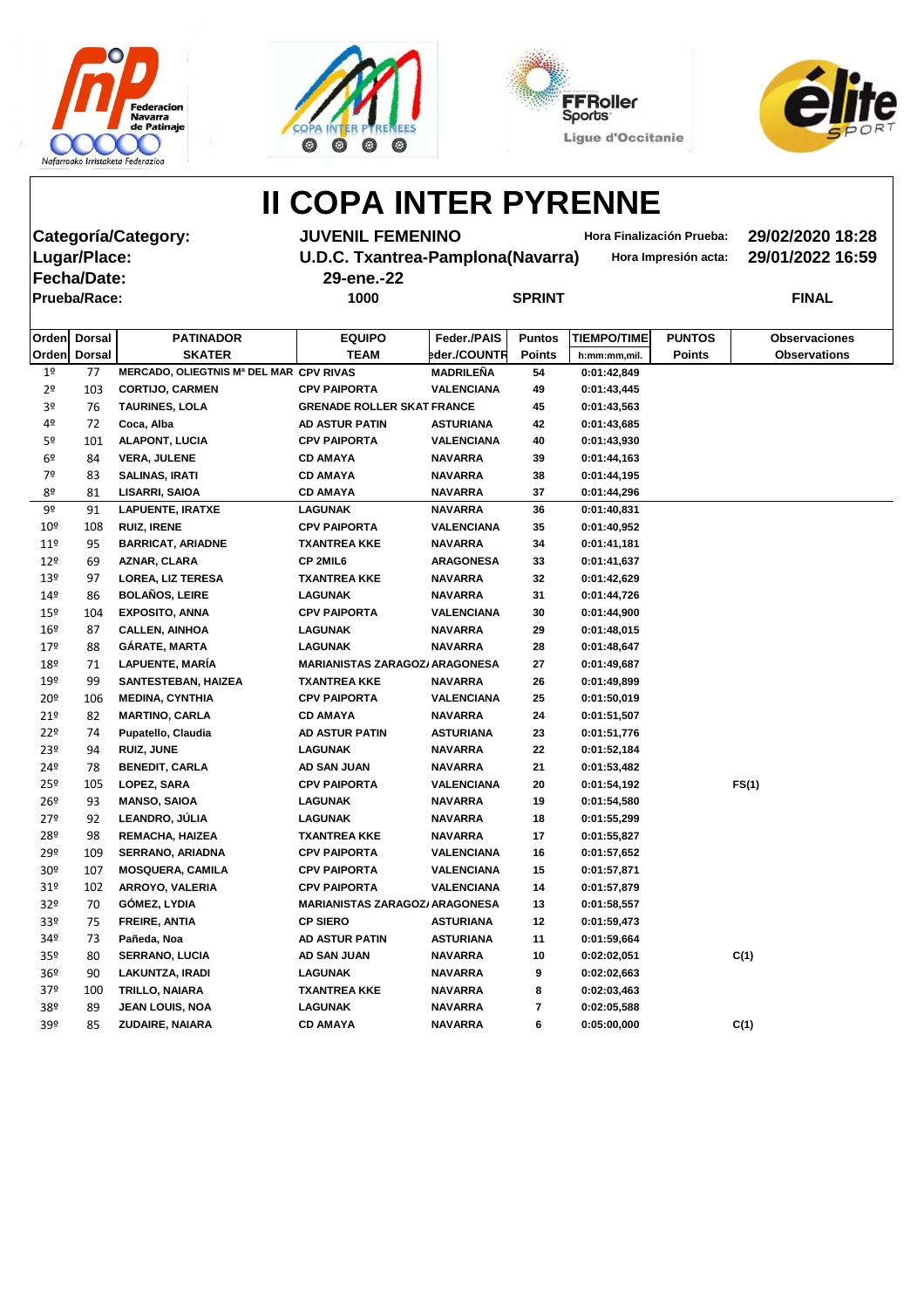# II COPA INTER PYRENNE

**Categoría/Category:** JUVENIL FEMENINO — **Hora Finalización Prueba:** 29/02/2020 18:28

**Lugar/Place:** U.D.C. Txantrea-Pamplona(Navarra) — **Hora Impresión acta:** 29/01/2022 16:59

**Fecha/Date:** 29-ene.-22

**Prueba/Race:** 1000 — SPRINT — FINAL

| Orden / Orden | Dorsal / Dorsal | PATINADOR / SKATER | EQUIPO / TEAM | Feder./PAIS / Feder./COUNTR | Puntos / Points | TIEMPO/TIME / h:mm:mm,mil. | PUNTOS / Points | Observaciones / Observations |
|---|---|---|---|---|---|---|---|---|
| 1º | 77 | MERCADO, OLIEGTNIS Mª DEL MAR | CPV RIVAS | MADRILEÑA | 54 | 0:01:42,849 | | |
| 2º | 103 | CORTIJO, CARMEN | CPV PAIPORTA | VALENCIANA | 49 | 0:01:43,445 | | |
| 3º | 76 | TAURINES, LOLA | GRENADE ROLLER SKAT | FRANCE | 45 | 0:01:43,563 | | |
| 4º | 72 | Coca, Alba | AD ASTUR PATIN | ASTURIANA | 42 | 0:01:43,685 | | |
| 5º | 101 | ALAPONT, LUCIA | CPV PAIPORTA | VALENCIANA | 40 | 0:01:43,930 | | |
| 6º | 84 | VERA, JULENE | CD AMAYA | NAVARRA | 39 | 0:01:44,163 | | |
| 7º | 83 | SALINAS, IRATI | CD AMAYA | NAVARRA | 38 | 0:01:44,195 | | |
| 8º | 81 | LISARRI, SAIOA | CD AMAYA | NAVARRA | 37 | 0:01:44,296 | | |
| 9º | 91 | LAPUENTE, IRATXE | LAGUNAK | NAVARRA | 36 | 0:01:40,831 | | |
| 10º | 108 | RUIZ, IRENE | CPV PAIPORTA | VALENCIANA | 35 | 0:01:40,952 | | |
| 11º | 95 | BARRICAT, ARIADNE | TXANTREA KKE | NAVARRA | 34 | 0:01:41,181 | | |
| 12º | 69 | AZNAR, CLARA | CP 2MIL6 | ARAGONESA | 33 | 0:01:41,637 | | |
| 13º | 97 | LOREA, LIZ TERESA | TXANTREA KKE | NAVARRA | 32 | 0:01:42,629 | | |
| 14º | 86 | BOLAÑOS, LEIRE | LAGUNAK | NAVARRA | 31 | 0:01:44,726 | | |
| 15º | 104 | EXPOSITO, ANNA | CPV PAIPORTA | VALENCIANA | 30 | 0:01:44,900 | | |
| 16º | 87 | CALLEN, AINHOA | LAGUNAK | NAVARRA | 29 | 0:01:48,015 | | |
| 17º | 88 | GÁRATE, MARTA | LAGUNAK | NAVARRA | 28 | 0:01:48,647 | | |
| 18º | 71 | LAPUENTE, MARÍA | MARIANISTAS ZARAGOZA | ARAGONESA | 27 | 0:01:49,687 | | |
| 19º | 99 | SANTESTEBAN, HAIZEA | TXANTREA KKE | NAVARRA | 26 | 0:01:49,899 | | |
| 20º | 106 | MEDINA, CYNTHIA | CPV PAIPORTA | VALENCIANA | 25 | 0:01:50,019 | | |
| 21º | 82 | MARTINO, CARLA | CD AMAYA | NAVARRA | 24 | 0:01:51,507 | | |
| 22º | 74 | Pupatello, Claudia | AD ASTUR PATIN | ASTURIANA | 23 | 0:01:51,776 | | |
| 23º | 94 | RUIZ, JUNE | LAGUNAK | NAVARRA | 22 | 0:01:52,184 | | |
| 24º | 78 | BENEDIT, CARLA | AD SAN JUAN | NAVARRA | 21 | 0:01:53,482 | | |
| 25º | 105 | LOPEZ, SARA | CPV PAIPORTA | VALENCIANA | 20 | 0:01:54,192 | | FS(1) |
| 26º | 93 | MANSO, SAIOA | LAGUNAK | NAVARRA | 19 | 0:01:54,580 | | |
| 27º | 92 | LEANDRO, JÚLIA | LAGUNAK | NAVARRA | 18 | 0:01:55,299 | | |
| 28º | 98 | REMACHA, HAIZEA | TXANTREA KKE | NAVARRA | 17 | 0:01:55,827 | | |
| 29º | 109 | SERRANO, ARIADNA | CPV PAIPORTA | VALENCIANA | 16 | 0:01:57,652 | | |
| 30º | 107 | MOSQUERA, CAMILA | CPV PAIPORTA | VALENCIANA | 15 | 0:01:57,871 | | |
| 31º | 102 | ARROYO, VALERIA | CPV PAIPORTA | VALENCIANA | 14 | 0:01:57,879 | | |
| 32º | 70 | GÓMEZ, LYDIA | MARIANISTAS ZARAGOZA | ARAGONESA | 13 | 0:01:58,557 | | |
| 33º | 75 | FREIRE, ANTIA | CP SIERO | ASTURIANA | 12 | 0:01:59,473 | | |
| 34º | 73 | Pañeda, Noa | AD ASTUR PATIN | ASTURIANA | 11 | 0:01:59,664 | | |
| 35º | 80 | SERRANO, LUCIA | AD SAN JUAN | NAVARRA | 10 | 0:02:02,051 | | C(1) |
| 36º | 90 | LAKUNTZA, IRADI | LAGUNAK | NAVARRA | 9 | 0:02:02,663 | | |
| 37º | 100 | TRILLO, NAIARA | TXANTREA KKE | NAVARRA | 8 | 0:02:03,463 | | |
| 38º | 89 | JEAN LOUIS, NOA | LAGUNAK | NAVARRA | 7 | 0:02:05,588 | | |
| 39º | 85 | ZUDAIRE, NAIARA | CD AMAYA | NAVARRA | 6 | 0:05:00,000 | | C(1) |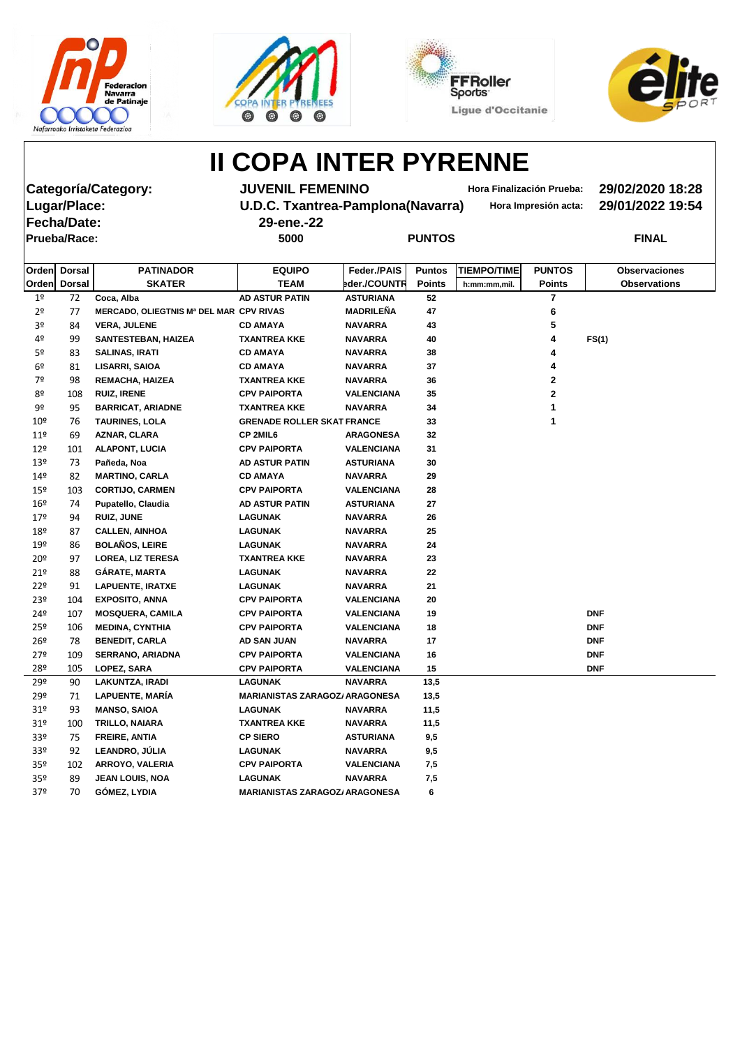# II COPA INTER PYRENNE

**Categoría/Category:** JUVENIL FEMENINO — Hora Finalización Prueba: 29/02/2020 18:28

**Lugar/Place:** U.D.C. Txantrea-Pamplona(Navarra) — Hora Impresión acta: 29/01/2022 19:54

**Fecha/Date:** 29-ene.-22

**Prueba/Race:** 5000 — PUNTOS — FINAL

| Orden Orden | Dorsal Dorsal | PATINADOR SKATER | EQUIPO TEAM | Feder./PAIS Feder./COUNTR | Puntos Points | TIEMPO/TIME h:mm:mm,mil. | PUNTOS Points | Observaciones Observations |
|---|---|---|---|---|---|---|---|---|
| 1º | 72 | Coca, Alba | AD ASTUR PATIN | ASTURIANA | 52 | | 7 | |
| 2º | 77 | MERCADO, OLIEGTNIS Mª DEL MAR | CPV RIVAS | MADRILEÑA | 47 | | 6 | |
| 3º | 84 | VERA, JULENE | CD AMAYA | NAVARRA | 43 | | 5 | |
| 4º | 99 | SANTESTEBAN, HAIZEA | TXANTREA KKE | NAVARRA | 40 | | 4 | FS(1) |
| 5º | 83 | SALINAS, IRATI | CD AMAYA | NAVARRA | 38 | | 4 | |
| 6º | 81 | LISARRI, SAIOA | CD AMAYA | NAVARRA | 37 | | 4 | |
| 7º | 98 | REMACHA, HAIZEA | TXANTREA KKE | NAVARRA | 36 | | 2 | |
| 8º | 108 | RUIZ, IRENE | CPV PAIPORTA | VALENCIANA | 35 | | 2 | |
| 9º | 95 | BARRICAT, ARIADNE | TXANTREA KKE | NAVARRA | 34 | | 1 | |
| 10º | 76 | TAURINES, LOLA | GRENADE ROLLER SKAT | FRANCE | 33 | | 1 | |
| 11º | 69 | AZNAR, CLARA | CP 2MIL6 | ARAGONESA | 32 | | | |
| 12º | 101 | ALAPONT, LUCIA | CPV PAIPORTA | VALENCIANA | 31 | | | |
| 13º | 73 | Pañeda, Noa | AD ASTUR PATIN | ASTURIANA | 30 | | | |
| 14º | 82 | MARTINO, CARLA | CD AMAYA | NAVARRA | 29 | | | |
| 15º | 103 | CORTIJO, CARMEN | CPV PAIPORTA | VALENCIANA | 28 | | | |
| 16º | 74 | Pupatello, Claudia | AD ASTUR PATIN | ASTURIANA | 27 | | | |
| 17º | 94 | RUIZ, JUNE | LAGUNAK | NAVARRA | 26 | | | |
| 18º | 87 | CALLEN, AINHOA | LAGUNAK | NAVARRA | 25 | | | |
| 19º | 86 | BOLAÑOS, LEIRE | LAGUNAK | NAVARRA | 24 | | | |
| 20º | 97 | LOREA, LIZ TERESA | TXANTREA KKE | NAVARRA | 23 | | | |
| 21º | 88 | GÁRATE, MARTA | LAGUNAK | NAVARRA | 22 | | | |
| 22º | 91 | LAPUENTE, IRATXE | LAGUNAK | NAVARRA | 21 | | | |
| 23º | 104 | EXPOSITO, ANNA | CPV PAIPORTA | VALENCIANA | 20 | | | |
| 24º | 107 | MOSQUERA, CAMILA | CPV PAIPORTA | VALENCIANA | 19 | | | DNF |
| 25º | 106 | MEDINA, CYNTHIA | CPV PAIPORTA | VALENCIANA | 18 | | | DNF |
| 26º | 78 | BENEDIT, CARLA | AD SAN JUAN | NAVARRA | 17 | | | DNF |
| 27º | 109 | SERRANO, ARIADNA | CPV PAIPORTA | VALENCIANA | 16 | | | DNF |
| 28º | 105 | LOPEZ, SARA | CPV PAIPORTA | VALENCIANA | 15 | | | DNF |
| 29º | 90 | LAKUNTZA, IRADI | LAGUNAK | NAVARRA | 13,5 | | | |
| 29º | 71 | LAPUENTE, MARÍA | MARIANISTAS ZARAGOZA | ARAGONESA | 13,5 | | | |
| 31º | 93 | MANSO, SAIOA | LAGUNAK | NAVARRA | 11,5 | | | |
| 31º | 100 | TRILLO, NAIARA | TXANTREA KKE | NAVARRA | 11,5 | | | |
| 33º | 75 | FREIRE, ANTIA | CP SIERO | ASTURIANA | 9,5 | | | |
| 33º | 92 | LEANDRO, JÚLIA | LAGUNAK | NAVARRA | 9,5 | | | |
| 35º | 102 | ARROYO, VALERIA | CPV PAIPORTA | VALENCIANA | 7,5 | | | |
| 35º | 89 | JEAN LOUIS, NOA | LAGUNAK | NAVARRA | 7,5 | | | |
| 37º | 70 | GÓMEZ, LYDIA | MARIANISTAS ZARAGOZA | ARAGONESA | 6 | | | |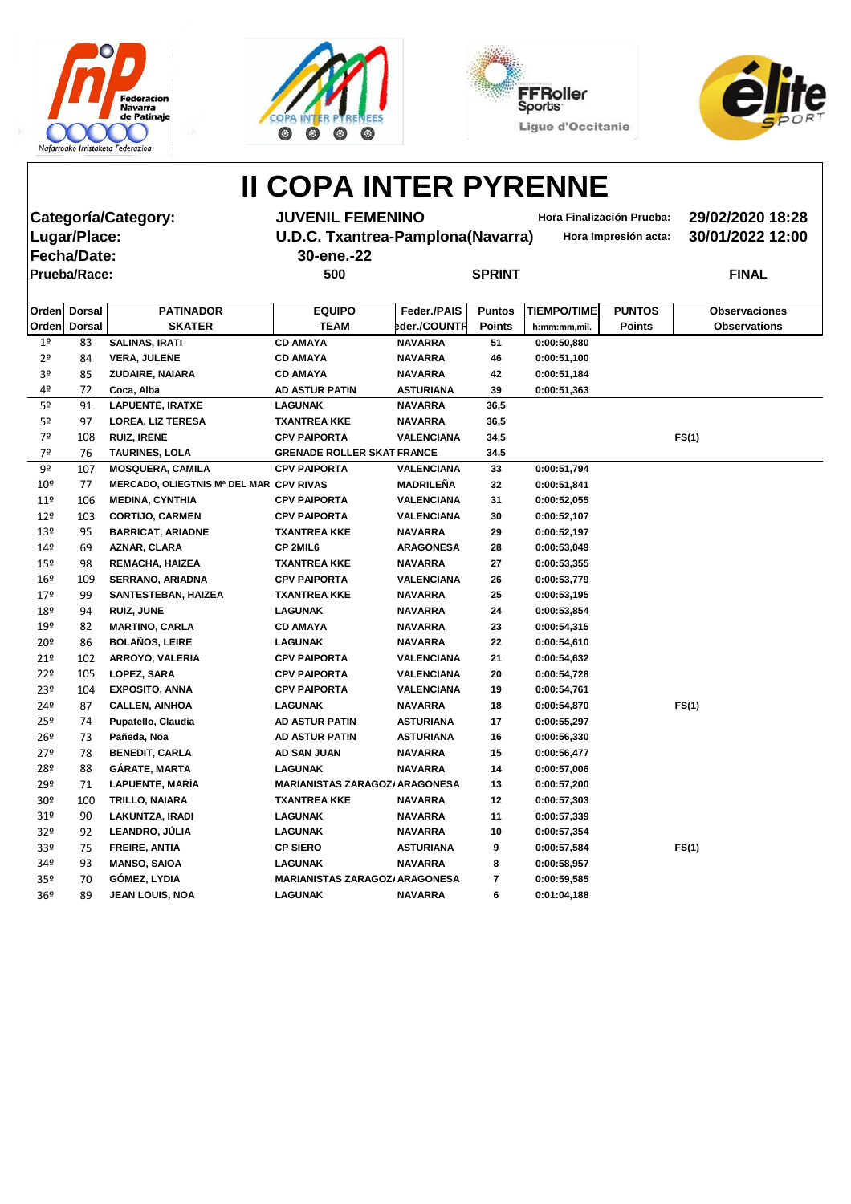# II COPA INTER PYRENNE

| | | | |
|---|---|---|---|
| **Categoría/Category:** | **JUVENIL FEMENINO** | **Hora Finalización Prueba:** | **29/02/2020 18:28** |
| **Lugar/Place:** | **U.D.C. Txantrea-Pamplona(Navarra)** | **Hora Impresión acta:** | **30/01/2022 12:00** |
| **Fecha/Date:** | **30-ene.-22** | | |
| **Prueba/Race:** | **500** | **SPRINT** | **FINAL** |

| Orden<br>Orden | Dorsal<br>Dorsal | PATINADOR<br>SKATER | EQUIPO<br>TEAM | Feder./PAIS<br>Feder./COUNTR | Puntos<br>Points | TIEMPO/TIME<br>h:mm:mm,mil. | PUNTOS<br>Points | Observaciones<br>Observations |
|---|---|---|---|---|---|---|---|---|
| 1º | 83 | SALINAS, IRATI | CD AMAYA | NAVARRA | 51 | 0:00:50,880 | | |
| 2º | 84 | VERA, JULENE | CD AMAYA | NAVARRA | 46 | 0:00:51,100 | | |
| 3º | 85 | ZUDAIRE, NAIARA | CD AMAYA | NAVARRA | 42 | 0:00:51,184 | | |
| 4º | 72 | Coca, Alba | AD ASTUR PATIN | ASTURIANA | 39 | 0:00:51,363 | | |
| 5º | 91 | LAPUENTE, IRATXE | LAGUNAK | NAVARRA | 36,5 | | | |
| 5º | 97 | LOREA, LIZ TERESA | TXANTREA KKE | NAVARRA | 36,5 | | | |
| 7º | 108 | RUIZ, IRENE | CPV PAIPORTA | VALENCIANA | 34,5 | | | FS(1) |
| 7º | 76 | TAURINES, LOLA | GRENADE ROLLER SKAT | FRANCE | 34,5 | | | |
| 9º | 107 | MOSQUERA, CAMILA | CPV PAIPORTA | VALENCIANA | 33 | 0:00:51,794 | | |
| 10º | 77 | MERCADO, OLIEGTNIS Mª DEL MAR | CPV RIVAS | MADRILEÑA | 32 | 0:00:51,841 | | |
| 11º | 106 | MEDINA, CYNTHIA | CPV PAIPORTA | VALENCIANA | 31 | 0:00:52,055 | | |
| 12º | 103 | CORTIJO, CARMEN | CPV PAIPORTA | VALENCIANA | 30 | 0:00:52,107 | | |
| 13º | 95 | BARRICAT, ARIADNE | TXANTREA KKE | NAVARRA | 29 | 0:00:52,197 | | |
| 14º | 69 | AZNAR, CLARA | CP 2MIL6 | ARAGONESA | 28 | 0:00:53,049 | | |
| 15º | 98 | REMACHA, HAIZEA | TXANTREA KKE | NAVARRA | 27 | 0:00:53,355 | | |
| 16º | 109 | SERRANO, ARIADNA | CPV PAIPORTA | VALENCIANA | 26 | 0:00:53,779 | | |
| 17º | 99 | SANTESTEBAN, HAIZEA | TXANTREA KKE | NAVARRA | 25 | 0:00:53,195 | | |
| 18º | 94 | RUIZ, JUNE | LAGUNAK | NAVARRA | 24 | 0:00:53,854 | | |
| 19º | 82 | MARTINO, CARLA | CD AMAYA | NAVARRA | 23 | 0:00:54,315 | | |
| 20º | 86 | BOLAÑOS, LEIRE | LAGUNAK | NAVARRA | 22 | 0:00:54,610 | | |
| 21º | 102 | ARROYO, VALERIA | CPV PAIPORTA | VALENCIANA | 21 | 0:00:54,632 | | |
| 22º | 105 | LOPEZ, SARA | CPV PAIPORTA | VALENCIANA | 20 | 0:00:54,728 | | |
| 23º | 104 | EXPOSITO, ANNA | CPV PAIPORTA | VALENCIANA | 19 | 0:00:54,761 | | |
| 24º | 87 | CALLEN, AINHOA | LAGUNAK | NAVARRA | 18 | 0:00:54,870 | | FS(1) |
| 25º | 74 | Pupatello, Claudia | AD ASTUR PATIN | ASTURIANA | 17 | 0:00:55,297 | | |
| 26º | 73 | Pañeda, Noa | AD ASTUR PATIN | ASTURIANA | 16 | 0:00:56,330 | | |
| 27º | 78 | BENEDIT, CARLA | AD SAN JUAN | NAVARRA | 15 | 0:00:56,477 | | |
| 28º | 88 | GÁRATE, MARTA | LAGUNAK | NAVARRA | 14 | 0:00:57,006 | | |
| 29º | 71 | LAPUENTE, MARÍA | MARIANISTAS ZARAGOZA | ARAGONESA | 13 | 0:00:57,200 | | |
| 30º | 100 | TRILLO, NAIARA | TXANTREA KKE | NAVARRA | 12 | 0:00:57,303 | | |
| 31º | 90 | LAKUNTZA, IRADI | LAGUNAK | NAVARRA | 11 | 0:00:57,339 | | |
| 32º | 92 | LEANDRO, JÚLIA | LAGUNAK | NAVARRA | 10 | 0:00:57,354 | | |
| 33º | 75 | FREIRE, ANTIA | CP SIERO | ASTURIANA | 9 | 0:00:57,584 | | FS(1) |
| 34º | 93 | MANSO, SAIOA | LAGUNAK | NAVARRA | 8 | 0:00:58,957 | | |
| 35º | 70 | GÓMEZ, LYDIA | MARIANISTAS ZARAGOZA | ARAGONESA | 7 | 0:00:59,585 | | |
| 36º | 89 | JEAN LOUIS, NOA | LAGUNAK | NAVARRA | 6 | 0:01:04,188 | | |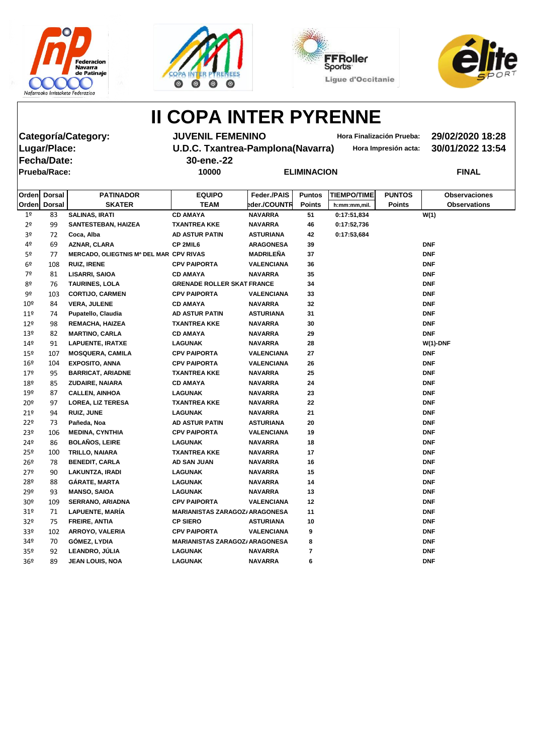# II COPA INTER PYRENNE

| | | | |
|---|---|---|---|
| **Categoría/Category:** | **JUVENIL FEMENINO** | **Hora Finalización Prueba:** | **29/02/2020 18:28** |
| **Lugar/Place:** | **U.D.C. Txantrea-Pamplona(Navarra)** | **Hora Impresión acta:** | **30/01/2022 13:54** |
| **Fecha/Date:** | **30-ene.-22** | | |
| **Prueba/Race:** | **10000** | **ELIMINACION** | **FINAL** |

| Orden / Orden | Dorsal / Dorsal | PATINADOR / SKATER | EQUIPO / TEAM | Feder./PAIS / Feder./COUNTR | Puntos / Points | TIEMPO/TIME / h:mm:mm,mil. | PUNTOS / Points | Observaciones / Observations |
|---|---|---|---|---|---|---|---|---|
| 1º | 83 | SALINAS, IRATI | CD AMAYA | NAVARRA | 51 | 0:17:51,834 | | W(1) |
| 2º | 99 | SANTESTEBAN, HAIZEA | TXANTREA KKE | NAVARRA | 46 | 0:17:52,736 | | |
| 3º | 72 | Coca, Alba | AD ASTUR PATIN | ASTURIANA | 42 | 0:17:53,684 | | |
| 4º | 69 | AZNAR, CLARA | CP 2MIL6 | ARAGONESA | 39 | | | DNF |
| 5º | 77 | MERCADO, OLIEGTNIS Mª DEL MAR | CPV RIVAS | MADRILEÑA | 37 | | | DNF |
| 6º | 108 | RUIZ, IRENE | CPV PAIPORTA | VALENCIANA | 36 | | | DNF |
| 7º | 81 | LISARRI, SAIOA | CD AMAYA | NAVARRA | 35 | | | DNF |
| 8º | 76 | TAURINES, LOLA | GRENADE ROLLER SKAT | FRANCE | 34 | | | DNF |
| 9º | 103 | CORTIJO, CARMEN | CPV PAIPORTA | VALENCIANA | 33 | | | DNF |
| 10º | 84 | VERA, JULENE | CD AMAYA | NAVARRA | 32 | | | DNF |
| 11º | 74 | Pupatello, Claudia | AD ASTUR PATIN | ASTURIANA | 31 | | | DNF |
| 12º | 98 | REMACHA, HAIZEA | TXANTREA KKE | NAVARRA | 30 | | | DNF |
| 13º | 82 | MARTINO, CARLA | CD AMAYA | NAVARRA | 29 | | | DNF |
| 14º | 91 | LAPUENTE, IRATXE | LAGUNAK | NAVARRA | 28 | | | W(1)-DNF |
| 15º | 107 | MOSQUERA, CAMILA | CPV PAIPORTA | VALENCIANA | 27 | | | DNF |
| 16º | 104 | EXPOSITO, ANNA | CPV PAIPORTA | VALENCIANA | 26 | | | DNF |
| 17º | 95 | BARRICAT, ARIADNE | TXANTREA KKE | NAVARRA | 25 | | | DNF |
| 18º | 85 | ZUDAIRE, NAIARA | CD AMAYA | NAVARRA | 24 | | | DNF |
| 19º | 87 | CALLEN, AINHOA | LAGUNAK | NAVARRA | 23 | | | DNF |
| 20º | 97 | LOREA, LIZ TERESA | TXANTREA KKE | NAVARRA | 22 | | | DNF |
| 21º | 94 | RUIZ, JUNE | LAGUNAK | NAVARRA | 21 | | | DNF |
| 22º | 73 | Pañeda, Noa | AD ASTUR PATIN | ASTURIANA | 20 | | | DNF |
| 23º | 106 | MEDINA, CYNTHIA | CPV PAIPORTA | VALENCIANA | 19 | | | DNF |
| 24º | 86 | BOLAÑOS, LEIRE | LAGUNAK | NAVARRA | 18 | | | DNF |
| 25º | 100 | TRILLO, NAIARA | TXANTREA KKE | NAVARRA | 17 | | | DNF |
| 26º | 78 | BENEDIT, CARLA | AD SAN JUAN | NAVARRA | 16 | | | DNF |
| 27º | 90 | LAKUNTZA, IRADI | LAGUNAK | NAVARRA | 15 | | | DNF |
| 28º | 88 | GÁRATE, MARTA | LAGUNAK | NAVARRA | 14 | | | DNF |
| 29º | 93 | MANSO, SAIOA | LAGUNAK | NAVARRA | 13 | | | DNF |
| 30º | 109 | SERRANO, ARIADNA | CPV PAIPORTA | VALENCIANA | 12 | | | DNF |
| 31º | 71 | LAPUENTE, MARÍA | MARIANISTAS ZARAGOZA | ARAGONESA | 11 | | | DNF |
| 32º | 75 | FREIRE, ANTIA | CP SIERO | ASTURIANA | 10 | | | DNF |
| 33º | 102 | ARROYO, VALERIA | CPV PAIPORTA | VALENCIANA | 9 | | | DNF |
| 34º | 70 | GÓMEZ, LYDIA | MARIANISTAS ZARAGOZA | ARAGONESA | 8 | | | DNF |
| 35º | 92 | LEANDRO, JÚLIA | LAGUNAK | NAVARRA | 7 | | | DNF |
| 36º | 89 | JEAN LOUIS, NOA | LAGUNAK | NAVARRA | 6 | | | DNF |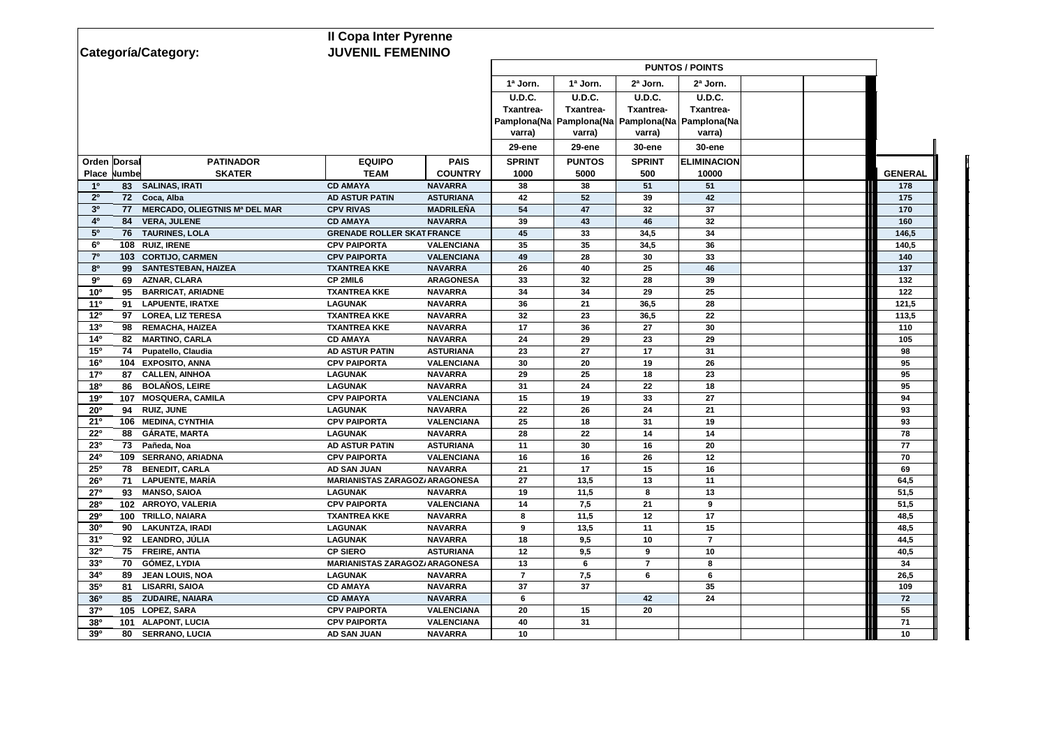**II Copa Inter Pyrenne**

**Categoría/Category:** **JUVENIL FEMENINO**

| Orden Place | Dorsal Number | PATINADOR SKATER | EQUIPO TEAM | PAIS COUNTRY | 1ª Jorn. U.D.C. Txantrea-Pamplona(Navarra) 29-ene SPRINT 1000 | 1ª Jorn. U.D.C. Txantrea-Pamplona(Navarra) 29-ene PUNTOS 5000 | 2ª Jorn. U.D.C. Txantrea-Pamplona(Navarra) 30-ene SPRINT 500 | 2ª Jorn. U.D.C. Txantrea-Pamplona(Navarra) 30-ene ELIMINACION 10000 | | | GENERAL |
|---|---|---|---|---|---|---|---|---|---|---|---|
| 1º | 83 | SALINAS, IRATI | CD AMAYA | NAVARRA | 38 | 38 | 51 | 51 | | | 178 |
| 2º | 72 | Coca, Alba | AD ASTUR PATIN | ASTURIANA | 42 | 52 | 39 | 42 | | | 175 |
| 3º | 77 | MERCADO, OLIEGTNIS Mª DEL MAR | CPV RIVAS | MADRILEÑA | 54 | 47 | 32 | 37 | | | 170 |
| 4º | 84 | VERA, JULENE | CD AMAYA | NAVARRA | 39 | 43 | 46 | 32 | | | 160 |
| 5º | 76 | TAURINES, LOLA | GRENADE ROLLER SKAT | FRANCE | 45 | 33 | 34,5 | 34 | | | 146,5 |
| 6º | 108 | RUIZ, IRENE | CPV PAIPORTA | VALENCIANA | 35 | 35 | 34,5 | 36 | | | 140,5 |
| 7º | 103 | CORTIJO, CARMEN | CPV PAIPORTA | VALENCIANA | 49 | 28 | 30 | 33 | | | 140 |
| 8º | 99 | SANTESTEBAN, HAIZEA | TXANTREA KKE | NAVARRA | 26 | 40 | 25 | 46 | | | 137 |
| 9º | 69 | AZNAR, CLARA | CP 2MIL6 | ARAGONESA | 33 | 32 | 28 | 39 | | | 132 |
| 10º | 95 | BARRICAT, ARIADNE | TXANTREA KKE | NAVARRA | 34 | 34 | 29 | 25 | | | 122 |
| 11º | 91 | LAPUENTE, IRATXE | LAGUNAK | NAVARRA | 36 | 21 | 36,5 | 28 | | | 121,5 |
| 12º | 97 | LOREA, LIZ TERESA | TXANTREA KKE | NAVARRA | 32 | 23 | 36,5 | 22 | | | 113,5 |
| 13º | 98 | REMACHA, HAIZEA | TXANTREA KKE | NAVARRA | 17 | 36 | 27 | 30 | | | 110 |
| 14º | 82 | MARTINO, CARLA | CD AMAYA | NAVARRA | 24 | 29 | 23 | 29 | | | 105 |
| 15º | 74 | Pupatello, Claudia | AD ASTUR PATIN | ASTURIANA | 23 | 27 | 17 | 31 | | | 98 |
| 16º | 104 | EXPOSITO, ANNA | CPV PAIPORTA | VALENCIANA | 30 | 20 | 19 | 26 | | | 95 |
| 17º | 87 | CALLEN, AINHOA | LAGUNAK | NAVARRA | 29 | 25 | 18 | 23 | | | 95 |
| 18º | 86 | BOLAÑOS, LEIRE | LAGUNAK | NAVARRA | 31 | 24 | 22 | 18 | | | 95 |
| 19º | 107 | MOSQUERA, CAMILA | CPV PAIPORTA | VALENCIANA | 15 | 19 | 33 | 27 | | | 94 |
| 20º | 94 | RUIZ, JUNE | LAGUNAK | NAVARRA | 22 | 26 | 24 | 21 | | | 93 |
| 21º | 106 | MEDINA, CYNTHIA | CPV PAIPORTA | VALENCIANA | 25 | 18 | 31 | 19 | | | 93 |
| 22º | 88 | GÁRATE, MARTA | LAGUNAK | NAVARRA | 28 | 22 | 14 | 14 | | | 78 |
| 23º | 73 | Pañeda, Noa | AD ASTUR PATIN | ASTURIANA | 11 | 30 | 16 | 20 | | | 77 |
| 24º | 109 | SERRANO, ARIADNA | CPV PAIPORTA | VALENCIANA | 16 | 16 | 26 | 12 | | | 70 |
| 25º | 78 | BENEDIT, CARLA | AD SAN JUAN | NAVARRA | 21 | 17 | 15 | 16 | | | 69 |
| 26º | 71 | LAPUENTE, MARÍA | MARIANISTAS ZARAGOZA | ARAGONESA | 27 | 13,5 | 13 | 11 | | | 64,5 |
| 27º | 93 | MANSO, SAIOA | LAGUNAK | NAVARRA | 19 | 11,5 | 8 | 13 | | | 51,5 |
| 28º | 102 | ARROYO, VALERIA | CPV PAIPORTA | VALENCIANA | 14 | 7,5 | 21 | 9 | | | 51,5 |
| 29º | 100 | TRILLO, NAIARA | TXANTREA KKE | NAVARRA | 8 | 11,5 | 12 | 17 | | | 48,5 |
| 30º | 90 | LAKUNTZA, IRADI | LAGUNAK | NAVARRA | 9 | 13,5 | 11 | 15 | | | 48,5 |
| 31º | 92 | LEANDRO, JÚLIA | LAGUNAK | NAVARRA | 18 | 9,5 | 10 | 7 | | | 44,5 |
| 32º | 75 | FREIRE, ANTIA | CP SIERO | ASTURIANA | 12 | 9,5 | 9 | 10 | | | 40,5 |
| 33º | 70 | GÓMEZ, LYDIA | MARIANISTAS ZARAGOZA | ARAGONESA | 13 | 6 | 7 | 8 | | | 34 |
| 34º | 89 | JEAN LOUIS, NOA | LAGUNAK | NAVARRA | 7 | 7,5 | 6 | 6 | | | 26,5 |
| 35º | 81 | LISARRI, SAIOA | CD AMAYA | NAVARRA | 37 | 37 | | 35 | | | 109 |
| 36º | 85 | ZUDAIRE, NAIARA | CD AMAYA | NAVARRA | 6 | | 42 | 24 | | | 72 |
| 37º | 105 | LOPEZ, SARA | CPV PAIPORTA | VALENCIANA | 20 | 15 | 20 | | | | 55 |
| 38º | 101 | ALAPONT, LUCIA | CPV PAIPORTA | VALENCIANA | 40 | 31 | | | | | 71 |
| 39º | 80 | SERRANO, LUCIA | AD SAN JUAN | NAVARRA | 10 | | | | | | 10 |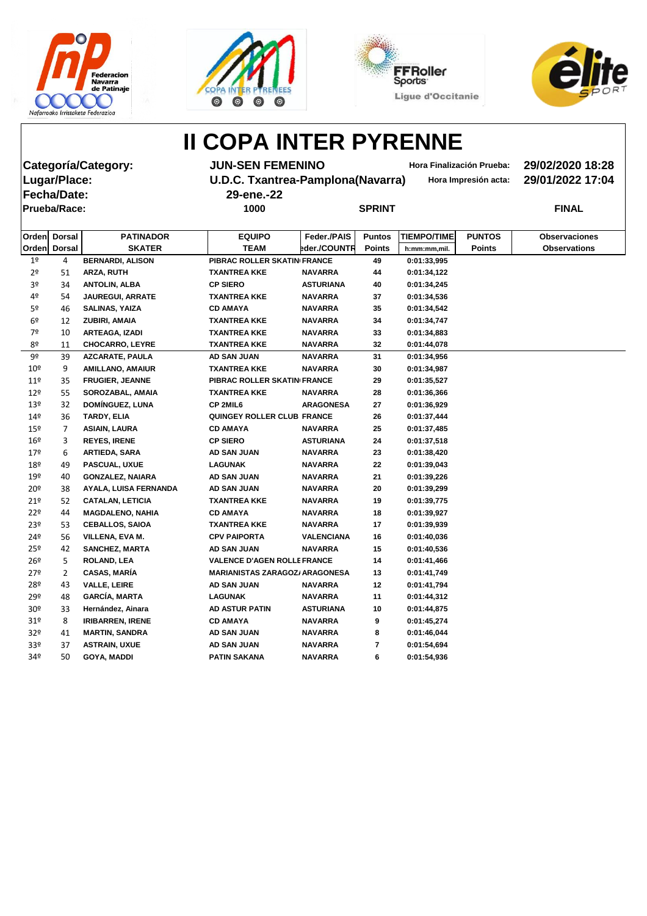# II COPA INTER PYRENNE

**Categoría/Category:** JUN-SEN FEMENINO — Hora Finalización Prueba: 29/02/2020 18:28

**Lugar/Place:** U.D.C. Txantrea-Pamplona(Navarra) — Hora Impresión acta: 29/01/2022 17:04

**Fecha/Date:** 29-ene.-22

**Prueba/Race:** 1000 — SPRINT — FINAL

| Orden / Orden | Dorsal / Dorsal | PATINADOR / SKATER | EQUIPO / TEAM | Feder./PAIS / Feder./COUNTR | Puntos / Points | TIEMPO/TIME / h:mm:mm,mil. | PUNTOS / Points | Observaciones / Observations |
|---|---|---|---|---|---|---|---|---|
| 1º | 4 | BERNARDI, ALISON | PIBRAC ROLLER SKATIN | FRANCE | 49 | 0:01:33,995 | | |
| 2º | 51 | ARZA, RUTH | TXANTREA KKE | NAVARRA | 44 | 0:01:34,122 | | |
| 3º | 34 | ANTOLIN, ALBA | CP SIERO | ASTURIANA | 40 | 0:01:34,245 | | |
| 4º | 54 | JAUREGUI, ARRATE | TXANTREA KKE | NAVARRA | 37 | 0:01:34,536 | | |
| 5º | 46 | SALINAS, YAIZA | CD AMAYA | NAVARRA | 35 | 0:01:34,542 | | |
| 6º | 12 | ZUBIRI, AMAIA | TXANTREA KKE | NAVARRA | 34 | 0:01:34,747 | | |
| 7º | 10 | ARTEAGA, IZADI | TXANTREA KKE | NAVARRA | 33 | 0:01:34,883 | | |
| 8º | 11 | CHOCARRO, LEYRE | TXANTREA KKE | NAVARRA | 32 | 0:01:44,078 | | |
| 9º | 39 | AZCARATE, PAULA | AD SAN JUAN | NAVARRA | 31 | 0:01:34,956 | | |
| 10º | 9 | AMILLANO, AMAIUR | TXANTREA KKE | NAVARRA | 30 | 0:01:34,987 | | |
| 11º | 35 | FRUGIER, JEANNE | PIBRAC ROLLER SKATIN | FRANCE | 29 | 0:01:35,527 | | |
| 12º | 55 | SOROZABAL, AMAIA | TXANTREA KKE | NAVARRA | 28 | 0:01:36,366 | | |
| 13º | 32 | DOMÍNGUEZ, LUNA | CP 2MIL6 | ARAGONESA | 27 | 0:01:36,929 | | |
| 14º | 36 | TARDY, ELIA | QUINGEY ROLLER CLUB | FRANCE | 26 | 0:01:37,444 | | |
| 15º | 7 | ASIAIN, LAURA | CD AMAYA | NAVARRA | 25 | 0:01:37,485 | | |
| 16º | 3 | REYES, IRENE | CP SIERO | ASTURIANA | 24 | 0:01:37,518 | | |
| 17º | 6 | ARTIEDA, SARA | AD SAN JUAN | NAVARRA | 23 | 0:01:38,420 | | |
| 18º | 49 | PASCUAL, UXUE | LAGUNAK | NAVARRA | 22 | 0:01:39,043 | | |
| 19º | 40 | GONZALEZ, NAIARA | AD SAN JUAN | NAVARRA | 21 | 0:01:39,226 | | |
| 20º | 38 | AYALA, LUISA FERNANDA | AD SAN JUAN | NAVARRA | 20 | 0:01:39,299 | | |
| 21º | 52 | CATALAN, LETICIA | TXANTREA KKE | NAVARRA | 19 | 0:01:39,775 | | |
| 22º | 44 | MAGDALENO, NAHIA | CD AMAYA | NAVARRA | 18 | 0:01:39,927 | | |
| 23º | 53 | CEBALLOS, SAIOA | TXANTREA KKE | NAVARRA | 17 | 0:01:39,939 | | |
| 24º | 56 | VILLENA, EVA M. | CPV PAIPORTA | VALENCIANA | 16 | 0:01:40,036 | | |
| 25º | 42 | SANCHEZ, MARTA | AD SAN JUAN | NAVARRA | 15 | 0:01:40,536 | | |
| 26º | 5 | ROLAND, LEA | VALENCE D'AGEN ROLLE | FRANCE | 14 | 0:01:41,466 | | |
| 27º | 2 | CASAS, MARÍA | MARIANISTAS ZARAGOZ/ | ARAGONESA | 13 | 0:01:41,749 | | |
| 28º | 43 | VALLE, LEIRE | AD SAN JUAN | NAVARRA | 12 | 0:01:41,794 | | |
| 29º | 48 | GARCÍA, MARTA | LAGUNAK | NAVARRA | 11 | 0:01:44,312 | | |
| 30º | 33 | Hernández, Ainara | AD ASTUR PATIN | ASTURIANA | 10 | 0:01:44,875 | | |
| 31º | 8 | IRIBARREN, IRENE | CD AMAYA | NAVARRA | 9 | 0:01:45,274 | | |
| 32º | 41 | MARTIN, SANDRA | AD SAN JUAN | NAVARRA | 8 | 0:01:46,044 | | |
| 33º | 37 | ASTRAIN, UXUE | AD SAN JUAN | NAVARRA | 7 | 0:01:54,694 | | |
| 34º | 50 | GOYA, MADDI | PATIN SAKANA | NAVARRA | 6 | 0:01:54,936 | | |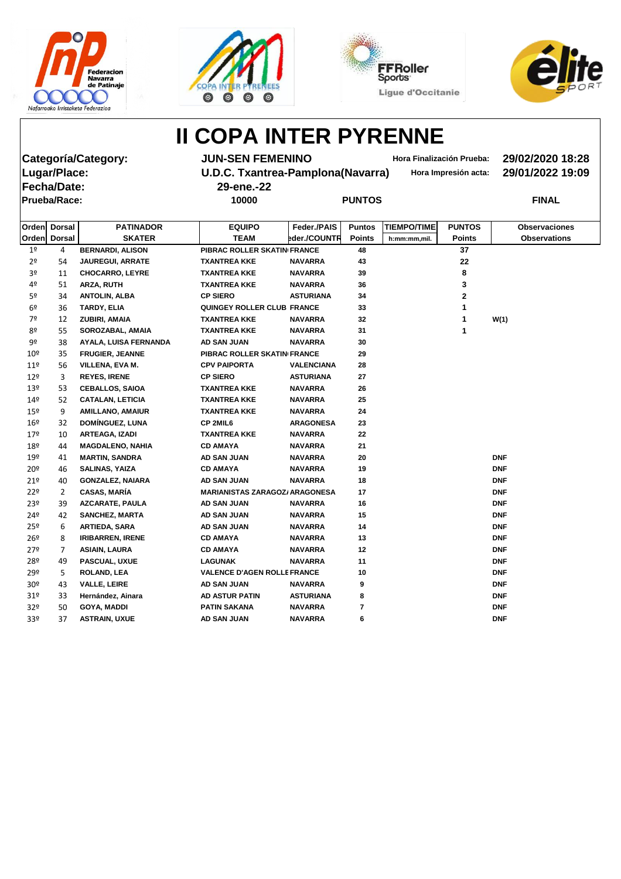# II COPA INTER PYRENNE

**Categoría/Category:** JUN-SEN FEMENINO — Hora Finalización Prueba: 29/02/2020 18:28

**Lugar/Place:** U.D.C. Txantrea-Pamplona(Navarra) — Hora Impresión acta: 29/01/2022 19:09

**Fecha/Date:** 29-ene.-22

**Prueba/Race:** 10000 — PUNTOS — FINAL

| Orden<br>Orden | Dorsal<br>Dorsal | PATINADOR<br>SKATER | EQUIPO<br>TEAM | Feder./PAIS<br>Feder./COUNTR | Puntos<br>Points | TIEMPO/TIME<br>h:mm:mm,mil. | PUNTOS<br>Points | Observaciones<br>Observations |
|---|---|---|---|---|---|---|---|---|
| 1º | 4 | BERNARDI, ALISON | PIBRAC ROLLER SKATIN | FRANCE | 48 | | 37 | |
| 2º | 54 | JAUREGUI, ARRATE | TXANTREA KKE | NAVARRA | 43 | | 22 | |
| 3º | 11 | CHOCARRO, LEYRE | TXANTREA KKE | NAVARRA | 39 | | 8 | |
| 4º | 51 | ARZA, RUTH | TXANTREA KKE | NAVARRA | 36 | | 3 | |
| 5º | 34 | ANTOLIN, ALBA | CP SIERO | ASTURIANA | 34 | | 2 | |
| 6º | 36 | TARDY, ELIA | QUINGEY ROLLER CLUB | FRANCE | 33 | | 1 | |
| 7º | 12 | ZUBIRI, AMAIA | TXANTREA KKE | NAVARRA | 32 | | 1 | W(1) |
| 8º | 55 | SOROZABAL, AMAIA | TXANTREA KKE | NAVARRA | 31 | | 1 | |
| 9º | 38 | AYALA, LUISA FERNANDA | AD SAN JUAN | NAVARRA | 30 | | | |
| 10º | 35 | FRUGIER, JEANNE | PIBRAC ROLLER SKATIN | FRANCE | 29 | | | |
| 11º | 56 | VILLENA, EVA M. | CPV PAIPORTA | VALENCIANA | 28 | | | |
| 12º | 3 | REYES, IRENE | CP SIERO | ASTURIANA | 27 | | | |
| 13º | 53 | CEBALLOS, SAIOA | TXANTREA KKE | NAVARRA | 26 | | | |
| 14º | 52 | CATALAN, LETICIA | TXANTREA KKE | NAVARRA | 25 | | | |
| 15º | 9 | AMILLANO, AMAIUR | TXANTREA KKE | NAVARRA | 24 | | | |
| 16º | 32 | DOMÍNGUEZ, LUNA | CP 2MIL6 | ARAGONESA | 23 | | | |
| 17º | 10 | ARTEAGA, IZADI | TXANTREA KKE | NAVARRA | 22 | | | |
| 18º | 44 | MAGDALENO, NAHIA | CD AMAYA | NAVARRA | 21 | | | |
| 19º | 41 | MARTIN, SANDRA | AD SAN JUAN | NAVARRA | 20 | | | DNF |
| 20º | 46 | SALINAS, YAIZA | CD AMAYA | NAVARRA | 19 | | | DNF |
| 21º | 40 | GONZALEZ, NAIARA | AD SAN JUAN | NAVARRA | 18 | | | DNF |
| 22º | 2 | CASAS, MARÍA | MARIANISTAS ZARAGOZA | ARAGONESA | 17 | | | DNF |
| 23º | 39 | AZCARATE, PAULA | AD SAN JUAN | NAVARRA | 16 | | | DNF |
| 24º | 42 | SANCHEZ, MARTA | AD SAN JUAN | NAVARRA | 15 | | | DNF |
| 25º | 6 | ARTIEDA, SARA | AD SAN JUAN | NAVARRA | 14 | | | DNF |
| 26º | 8 | IRIBARREN, IRENE | CD AMAYA | NAVARRA | 13 | | | DNF |
| 27º | 7 | ASIAIN, LAURA | CD AMAYA | NAVARRA | 12 | | | DNF |
| 28º | 49 | PASCUAL, UXUE | LAGUNAK | NAVARRA | 11 | | | DNF |
| 29º | 5 | ROLAND, LEA | VALENCE D'AGEN ROLLE | FRANCE | 10 | | | DNF |
| 30º | 43 | VALLE, LEIRE | AD SAN JUAN | NAVARRA | 9 | | | DNF |
| 31º | 33 | Hernández, Ainara | AD ASTUR PATIN | ASTURIANA | 8 | | | DNF |
| 32º | 50 | GOYA, MADDI | PATIN SAKANA | NAVARRA | 7 | | | DNF |
| 33º | 37 | ASTRAIN, UXUE | AD SAN JUAN | NAVARRA | 6 | | | DNF |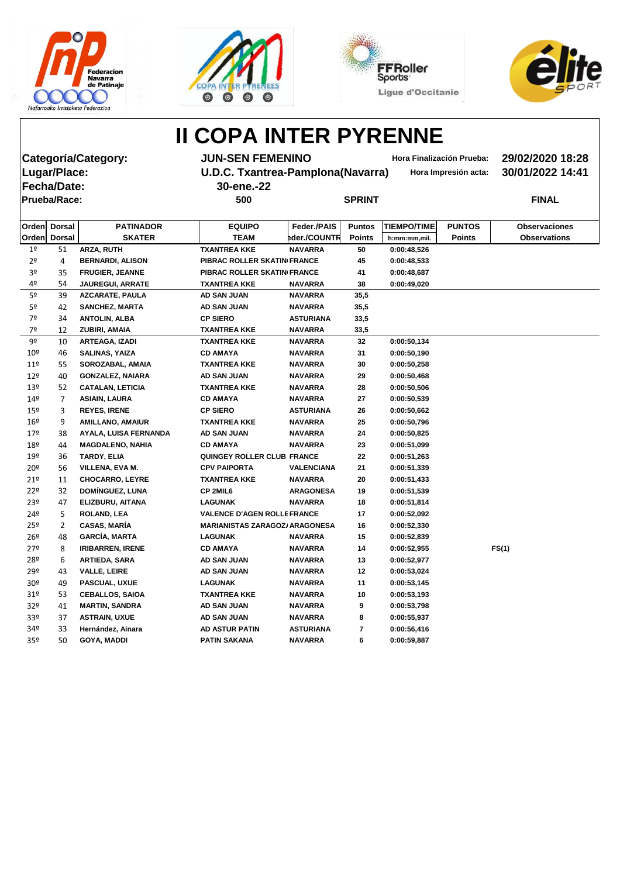# II COPA INTER PYRENNE

| | | | |
|---|---|---|---|
| **Categoría/Category:** | **JUN-SEN FEMENINO** | **Hora Finalización Prueba:** | **29/02/2020 18:28** |
| **Lugar/Place:** | **U.D.C. Txantrea-Pamplona(Navarra)** | **Hora Impresión acta:** | **30/01/2022 14:41** |
| **Fecha/Date:** | **30-ene.-22** | | |
| **Prueba/Race:** | **500** | **SPRINT** | **FINAL** |

| Orden / Orden | Dorsal / Dorsal | PATINADOR / SKATER | EQUIPO / TEAM | Feder./PAIS / Feder./COUNTR | Puntos / Points | TIEMPO/TIME / h:mm:mm,mil. | PUNTOS / Points | Observaciones / Observations |
|---|---|---|---|---|---|---|---|---|
| 1º | 51 | ARZA, RUTH | TXANTREA KKE | NAVARRA | 50 | 0:00:48,526 | | |
| 2º | 4 | BERNARDI, ALISON | PIBRAC ROLLER SKATIN | FRANCE | 45 | 0:00:48,533 | | |
| 3º | 35 | FRUGIER, JEANNE | PIBRAC ROLLER SKATIN | FRANCE | 41 | 0:00:48,687 | | |
| 4º | 54 | JAUREGUI, ARRATE | TXANTREA KKE | NAVARRA | 38 | 0:00:49,020 | | |
| 5º | 39 | AZCARATE, PAULA | AD SAN JUAN | NAVARRA | 35,5 | | | |
| 5º | 42 | SANCHEZ, MARTA | AD SAN JUAN | NAVARRA | 35,5 | | | |
| 7º | 34 | ANTOLIN, ALBA | CP SIERO | ASTURIANA | 33,5 | | | |
| 7º | 12 | ZUBIRI, AMAIA | TXANTREA KKE | NAVARRA | 33,5 | | | |
| 9º | 10 | ARTEAGA, IZADI | TXANTREA KKE | NAVARRA | 32 | 0:00:50,134 | | |
| 10º | 46 | SALINAS, YAIZA | CD AMAYA | NAVARRA | 31 | 0:00:50,190 | | |
| 11º | 55 | SOROZABAL, AMAIA | TXANTREA KKE | NAVARRA | 30 | 0:00:50,258 | | |
| 12º | 40 | GONZALEZ, NAIARA | AD SAN JUAN | NAVARRA | 29 | 0:00:50,468 | | |
| 13º | 52 | CATALAN, LETICIA | TXANTREA KKE | NAVARRA | 28 | 0:00:50,506 | | |
| 14º | 7 | ASIAIN, LAURA | CD AMAYA | NAVARRA | 27 | 0:00:50,539 | | |
| 15º | 3 | REYES, IRENE | CP SIERO | ASTURIANA | 26 | 0:00:50,662 | | |
| 16º | 9 | AMILLANO, AMAIUR | TXANTREA KKE | NAVARRA | 25 | 0:00:50,796 | | |
| 17º | 38 | AYALA, LUISA FERNANDA | AD SAN JUAN | NAVARRA | 24 | 0:00:50,825 | | |
| 18º | 44 | MAGDALENO, NAHIA | CD AMAYA | NAVARRA | 23 | 0:00:51,099 | | |
| 19º | 36 | TARDY, ELIA | QUINGEY ROLLER CLUB | FRANCE | 22 | 0:00:51,263 | | |
| 20º | 56 | VILLENA, EVA M. | CPV PAIPORTA | VALENCIANA | 21 | 0:00:51,339 | | |
| 21º | 11 | CHOCARRO, LEYRE | TXANTREA KKE | NAVARRA | 20 | 0:00:51,433 | | |
| 22º | 32 | DOMÍNGUEZ, LUNA | CP 2MIL6 | ARAGONESA | 19 | 0:00:51,539 | | |
| 23º | 47 | ELIZBURU, AITANA | LAGUNAK | NAVARRA | 18 | 0:00:51,814 | | |
| 24º | 5 | ROLAND, LEA | VALENCE D'AGEN ROLLE | FRANCE | 17 | 0:00:52,092 | | |
| 25º | 2 | CASAS, MARÍA | MARIANISTAS ZARAGOZ | ARAGONESA | 16 | 0:00:52,330 | | |
| 26º | 48 | GARCÍA, MARTA | LAGUNAK | NAVARRA | 15 | 0:00:52,839 | | |
| 27º | 8 | IRIBARREN, IRENE | CD AMAYA | NAVARRA | 14 | 0:00:52,955 | | FS(1) |
| 28º | 6 | ARTIEDA, SARA | AD SAN JUAN | NAVARRA | 13 | 0:00:52,977 | | |
| 29º | 43 | VALLE, LEIRE | AD SAN JUAN | NAVARRA | 12 | 0:00:53,024 | | |
| 30º | 49 | PASCUAL, UXUE | LAGUNAK | NAVARRA | 11 | 0:00:53,145 | | |
| 31º | 53 | CEBALLOS, SAIOA | TXANTREA KKE | NAVARRA | 10 | 0:00:53,193 | | |
| 32º | 41 | MARTIN, SANDRA | AD SAN JUAN | NAVARRA | 9 | 0:00:53,798 | | |
| 33º | 37 | ASTRAIN, UXUE | AD SAN JUAN | NAVARRA | 8 | 0:00:55,937 | | |
| 34º | 33 | Hernández, Ainara | AD ASTUR PATIN | ASTURIANA | 7 | 0:00:56,416 | | |
| 35º | 50 | GOYA, MADDI | PATIN SAKANA | NAVARRA | 6 | 0:00:59,887 | | |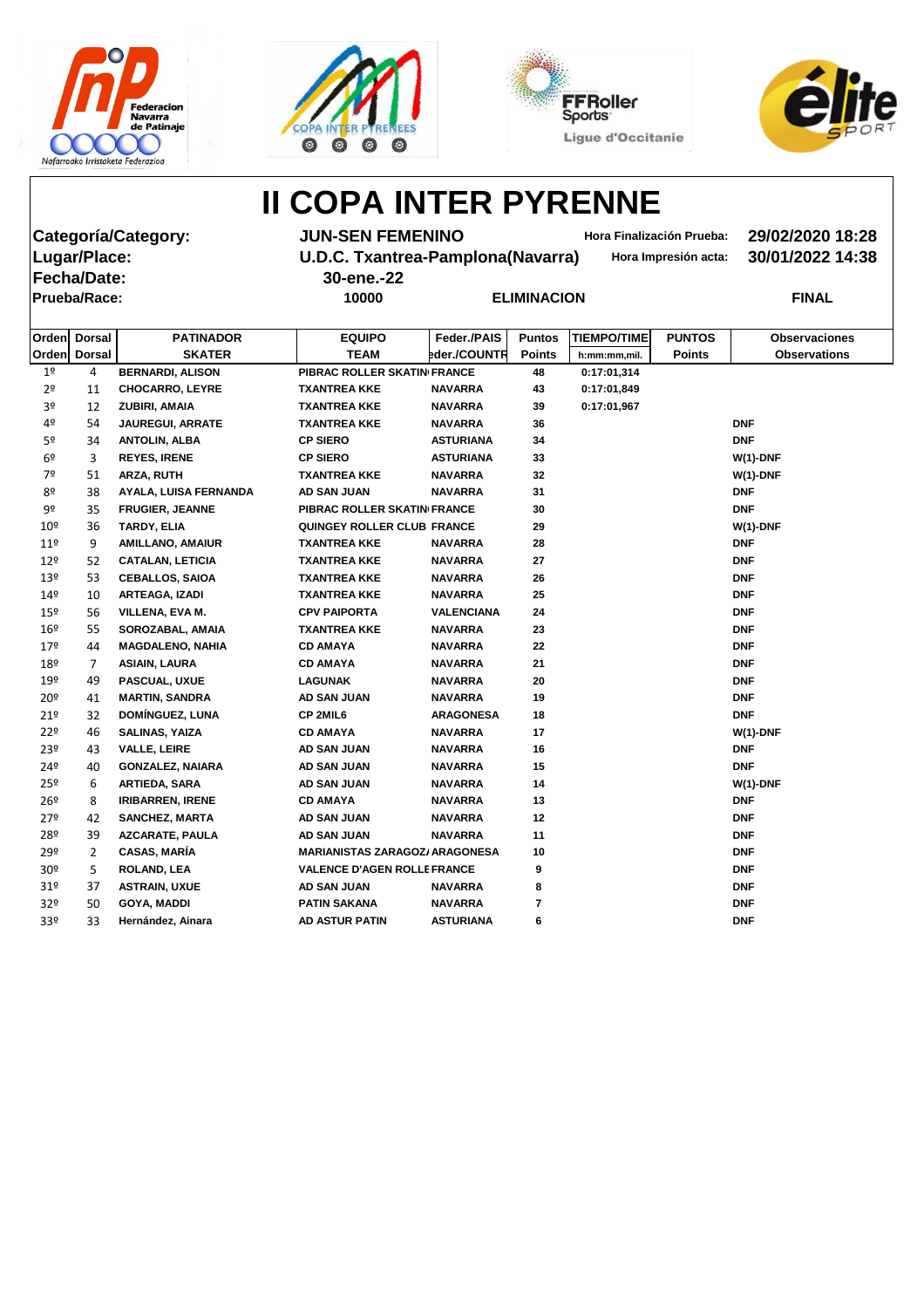# II COPA INTER PYRENNE

**Categoría/Category:** JUN-SEN FEMENINO — Hora Finalización Prueba: 29/02/2020 18:28

**Lugar/Place:** U.D.C. Txantrea-Pamplona(Navarra) — Hora Impresión acta: 30/01/2022 14:38

**Fecha/Date:** 30-ene.-22

**Prueba/Race:** 10000 — ELIMINACION — FINAL

| Orden<br>Orden | Dorsal<br>Dorsal | PATINADOR<br>SKATER | EQUIPO<br>TEAM | Feder./PAIS<br>Feder./COUNTR | Puntos<br>Points | TIEMPO/TIME<br>h:mm:mm,mil. | PUNTOS<br>Points | Observaciones<br>Observations |
|---|---|---|---|---|---|---|---|---|
| 1º | 4 | BERNARDI, ALISON | PIBRAC ROLLER SKATIN | FRANCE | 48 | 0:17:01,314 | | |
| 2º | 11 | CHOCARRO, LEYRE | TXANTREA KKE | NAVARRA | 43 | 0:17:01,849 | | |
| 3º | 12 | ZUBIRI, AMAIA | TXANTREA KKE | NAVARRA | 39 | 0:17:01,967 | | |
| 4º | 54 | JAUREGUI, ARRATE | TXANTREA KKE | NAVARRA | 36 | | | DNF |
| 5º | 34 | ANTOLIN, ALBA | CP SIERO | ASTURIANA | 34 | | | DNF |
| 6º | 3 | REYES, IRENE | CP SIERO | ASTURIANA | 33 | | | W(1)-DNF |
| 7º | 51 | ARZA, RUTH | TXANTREA KKE | NAVARRA | 32 | | | W(1)-DNF |
| 8º | 38 | AYALA, LUISA FERNANDA | AD SAN JUAN | NAVARRA | 31 | | | DNF |
| 9º | 35 | FRUGIER, JEANNE | PIBRAC ROLLER SKATIN | FRANCE | 30 | | | DNF |
| 10º | 36 | TARDY, ELIA | QUINGEY ROLLER CLUB | FRANCE | 29 | | | W(1)-DNF |
| 11º | 9 | AMILLANO, AMAIUR | TXANTREA KKE | NAVARRA | 28 | | | DNF |
| 12º | 52 | CATALAN, LETICIA | TXANTREA KKE | NAVARRA | 27 | | | DNF |
| 13º | 53 | CEBALLOS, SAIOA | TXANTREA KKE | NAVARRA | 26 | | | DNF |
| 14º | 10 | ARTEAGA, IZADI | TXANTREA KKE | NAVARRA | 25 | | | DNF |
| 15º | 56 | VILLENA, EVA M. | CPV PAIPORTA | VALENCIANA | 24 | | | DNF |
| 16º | 55 | SOROZABAL, AMAIA | TXANTREA KKE | NAVARRA | 23 | | | DNF |
| 17º | 44 | MAGDALENO, NAHIA | CD AMAYA | NAVARRA | 22 | | | DNF |
| 18º | 7 | ASIAIN, LAURA | CD AMAYA | NAVARRA | 21 | | | DNF |
| 19º | 49 | PASCUAL, UXUE | LAGUNAK | NAVARRA | 20 | | | DNF |
| 20º | 41 | MARTIN, SANDRA | AD SAN JUAN | NAVARRA | 19 | | | DNF |
| 21º | 32 | DOMÍNGUEZ, LUNA | CP 2MIL6 | ARAGONESA | 18 | | | DNF |
| 22º | 46 | SALINAS, YAIZA | CD AMAYA | NAVARRA | 17 | | | W(1)-DNF |
| 23º | 43 | VALLE, LEIRE | AD SAN JUAN | NAVARRA | 16 | | | DNF |
| 24º | 40 | GONZALEZ, NAIARA | AD SAN JUAN | NAVARRA | 15 | | | DNF |
| 25º | 6 | ARTIEDA, SARA | AD SAN JUAN | NAVARRA | 14 | | | W(1)-DNF |
| 26º | 8 | IRIBARREN, IRENE | CD AMAYA | NAVARRA | 13 | | | DNF |
| 27º | 42 | SANCHEZ, MARTA | AD SAN JUAN | NAVARRA | 12 | | | DNF |
| 28º | 39 | AZCARATE, PAULA | AD SAN JUAN | NAVARRA | 11 | | | DNF |
| 29º | 2 | CASAS, MARÍA | MARIANISTAS ZARAGOZA | ARAGONESA | 10 | | | DNF |
| 30º | 5 | ROLAND, LEA | VALENCE D'AGEN ROLLE | FRANCE | 9 | | | DNF |
| 31º | 37 | ASTRAIN, UXUE | AD SAN JUAN | NAVARRA | 8 | | | DNF |
| 32º | 50 | GOYA, MADDI | PATIN SAKANA | NAVARRA | 7 | | | DNF |
| 33º | 33 | Hernández, Ainara | AD ASTUR PATIN | ASTURIANA | 6 | | | DNF |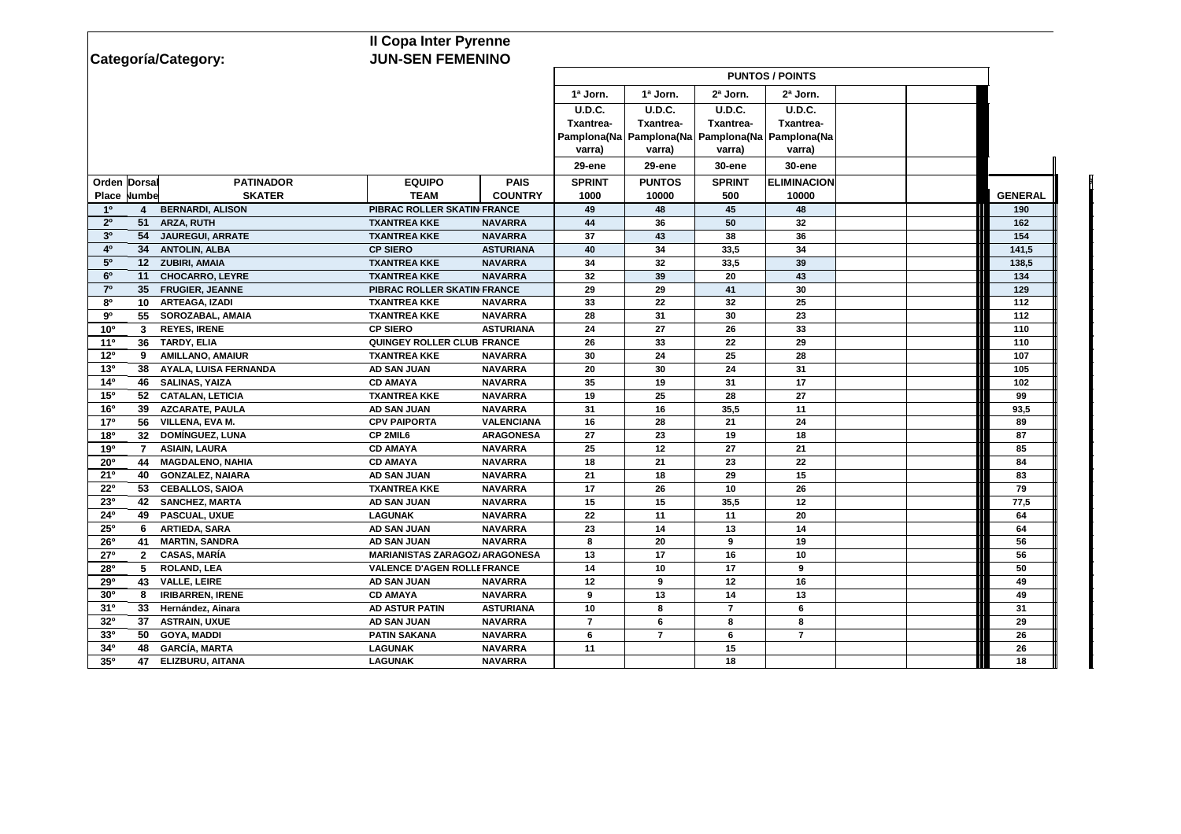**Categoría/Category:**

**II Copa Inter Pyrenne**
**JUN-SEN FEMENINO**

| Orden Place | Dorsal Number | PATINADOR SKATER | EQUIPO TEAM | PAIS COUNTRY | 1ª Jorn. U.D.C. Txantrea-Pamplona(Navarra) 29-ene SPRINT 1000 | 1ª Jorn. U.D.C. Txantrea-Pamplona(Navarra) 29-ene PUNTOS 10000 | 2ª Jorn. U.D.C. Txantrea-Pamplona(Navarra) 30-ene SPRINT 500 | 2ª Jorn. U.D.C. Txantrea-Pamplona(Navarra) 30-ene ELIMINACION 10000 | | | GENERAL |
|---|---|---|---|---|---|---|---|---|---|---|---|
| 1º | 4 | BERNARDI, ALISON | PIBRAC ROLLER SKATIN | FRANCE | 49 | 48 | 45 | 48 | | | 190 |
| 2º | 51 | ARZA, RUTH | TXANTREA KKE | NAVARRA | 44 | 36 | 50 | 32 | | | 162 |
| 3º | 54 | JAUREGUI, ARRATE | TXANTREA KKE | NAVARRA | 37 | 43 | 38 | 36 | | | 154 |
| 4º | 34 | ANTOLIN, ALBA | CP SIERO | ASTURIANA | 40 | 34 | 33,5 | 34 | | | 141,5 |
| 5º | 12 | ZUBIRI, AMAIA | TXANTREA KKE | NAVARRA | 34 | 32 | 33,5 | 39 | | | 138,5 |
| 6º | 11 | CHOCARRO, LEYRE | TXANTREA KKE | NAVARRA | 32 | 39 | 20 | 43 | | | 134 |
| 7º | 35 | FRUGIER, JEANNE | PIBRAC ROLLER SKATIN | FRANCE | 29 | 29 | 41 | 30 | | | 129 |
| 8º | 10 | ARTEAGA, IZADI | TXANTREA KKE | NAVARRA | 33 | 22 | 32 | 25 | | | 112 |
| 9º | 55 | SOROZABAL, AMAIA | TXANTREA KKE | NAVARRA | 28 | 31 | 30 | 23 | | | 112 |
| 10º | 3 | REYES, IRENE | CP SIERO | ASTURIANA | 24 | 27 | 26 | 33 | | | 110 |
| 11º | 36 | TARDY, ELIA | QUINGEY ROLLER CLUB | FRANCE | 26 | 33 | 22 | 29 | | | 110 |
| 12º | 9 | AMILLANO, AMAIUR | TXANTREA KKE | NAVARRA | 30 | 24 | 25 | 28 | | | 107 |
| 13º | 38 | AYALA, LUISA FERNANDA | AD SAN JUAN | NAVARRA | 20 | 30 | 24 | 31 | | | 105 |
| 14º | 46 | SALINAS, YAIZA | CD AMAYA | NAVARRA | 35 | 19 | 31 | 17 | | | 102 |
| 15º | 52 | CATALAN, LETICIA | TXANTREA KKE | NAVARRA | 19 | 25 | 28 | 27 | | | 99 |
| 16º | 39 | AZCARATE, PAULA | AD SAN JUAN | NAVARRA | 31 | 16 | 35,5 | 11 | | | 93,5 |
| 17º | 56 | VILLENA, EVA M. | CPV PAIPORTA | VALENCIANA | 16 | 28 | 21 | 24 | | | 89 |
| 18º | 32 | DOMÍNGUEZ, LUNA | CP 2MIL6 | ARAGONESA | 27 | 23 | 19 | 18 | | | 87 |
| 19º | 7 | ASIAIN, LAURA | CD AMAYA | NAVARRA | 25 | 12 | 27 | 21 | | | 85 |
| 20º | 44 | MAGDALENO, NAHIA | CD AMAYA | NAVARRA | 18 | 21 | 23 | 22 | | | 84 |
| 21º | 40 | GONZALEZ, NAIARA | AD SAN JUAN | NAVARRA | 21 | 18 | 29 | 15 | | | 83 |
| 22º | 53 | CEBALLOS, SAIOA | TXANTREA KKE | NAVARRA | 17 | 26 | 10 | 26 | | | 79 |
| 23º | 42 | SANCHEZ, MARTA | AD SAN JUAN | NAVARRA | 15 | 15 | 35,5 | 12 | | | 77,5 |
| 24º | 49 | PASCUAL, UXUE | LAGUNAK | NAVARRA | 22 | 11 | 11 | 20 | | | 64 |
| 25º | 6 | ARTIEDA, SARA | AD SAN JUAN | NAVARRA | 23 | 14 | 13 | 14 | | | 64 |
| 26º | 41 | MARTIN, SANDRA | AD SAN JUAN | NAVARRA | 8 | 20 | 9 | 19 | | | 56 |
| 27º | 2 | CASAS, MARÍA | MARIANISTAS ZARAGOZ | ARAGONESA | 13 | 17 | 16 | 10 | | | 56 |
| 28º | 5 | ROLAND, LEA | VALENCE D'AGEN ROLLE | FRANCE | 14 | 10 | 17 | 9 | | | 50 |
| 29º | 43 | VALLE, LEIRE | AD SAN JUAN | NAVARRA | 12 | 9 | 12 | 16 | | | 49 |
| 30º | 8 | IRIBARREN, IRENE | CD AMAYA | NAVARRA | 9 | 13 | 14 | 13 | | | 49 |
| 31º | 33 | Hernández, Ainara | AD ASTUR PATIN | ASTURIANA | 10 | 8 | 7 | 6 | | | 31 |
| 32º | 37 | ASTRAIN, UXUE | AD SAN JUAN | NAVARRA | 7 | 6 | 8 | 8 | | | 29 |
| 33º | 50 | GOYA, MADDI | PATIN SAKANA | NAVARRA | 6 | 7 | 6 | 7 | | | 26 |
| 34º | 48 | GARCÍA, MARTA | LAGUNAK | NAVARRA | 11 | | 15 | | | | 26 |
| 35º | 47 | ELIZBURU, AITANA | LAGUNAK | NAVARRA | | | 18 | | | | 18 |